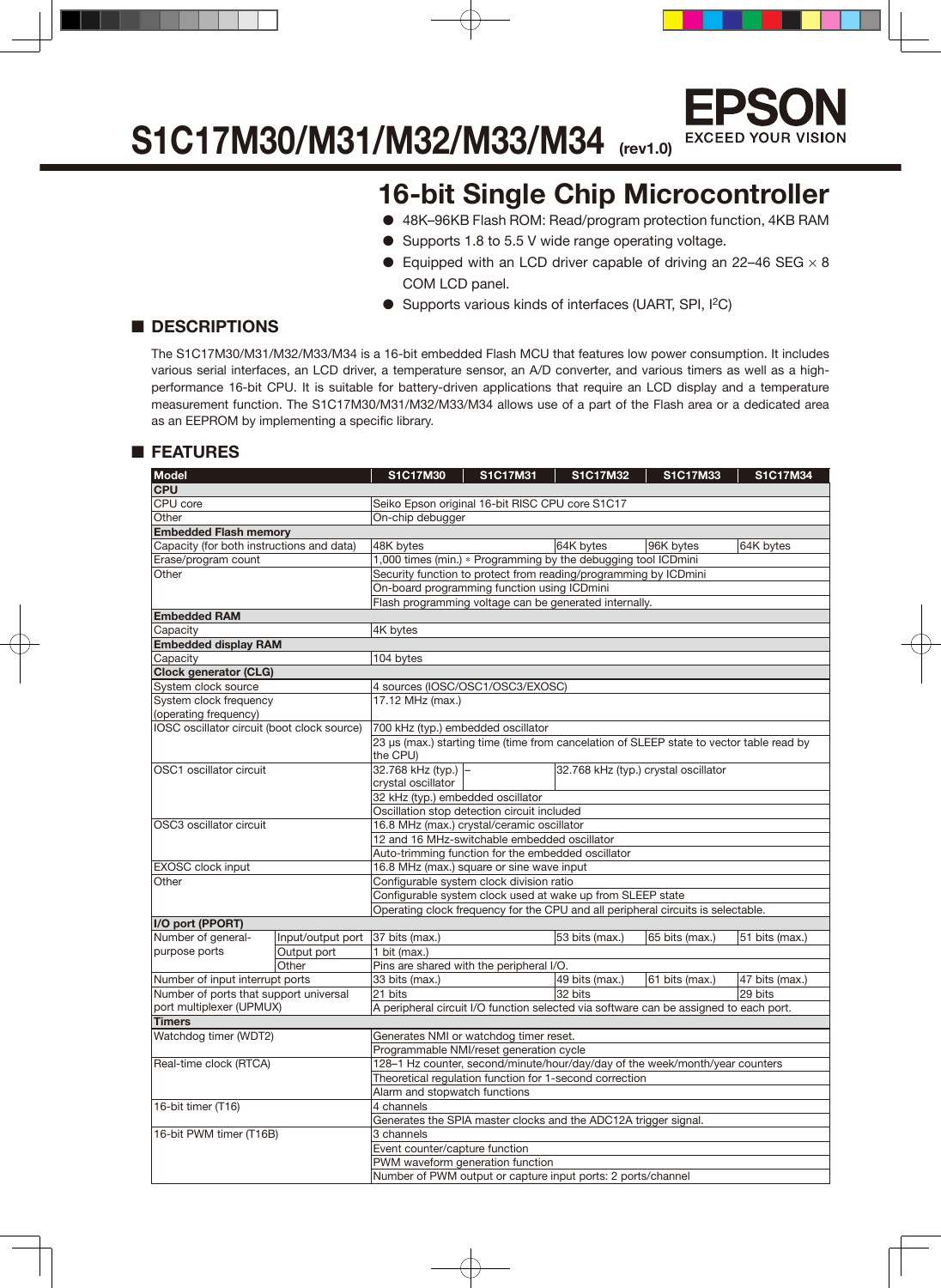# S1C17M30/M31/M32/M33/M34 (rev1.0)

EPSON
EXCEED YOUR VISION

## 16-bit Single Chip Microcontroller

- 48K–96KB Flash ROM: Read/program protection function, 4KB RAM
- Supports 1.8 to 5.5 V wide range operating voltage.
- Equipped with an LCD driver capable of driving an 22–46 SEG × 8 COM LCD panel.
- Supports various kinds of interfaces (UART, SPI, I$^2$C)

## ■ DESCRIPTIONS

The S1C17M30/M31/M32/M33/M34 is a 16-bit embedded Flash MCU that features low power consumption. It includes various serial interfaces, an LCD driver, a temperature sensor, an A/D converter, and various timers as well as a high-performance 16-bit CPU. It is suitable for battery-driven applications that require an LCD display and a temperature measurement function. The S1C17M30/M31/M32/M33/M34 allows use of a part of the Flash area or a dedicated area as an EEPROM by implementing a specific library.

## ■ FEATURES

| Model | | S1C17M30 | S1C17M31 | S1C17M32 | S1C17M33 | S1C17M34 |
|---|---|---|---|---|---|---|
| **CPU** | | | | | | |
| CPU core | | Seiko Epson original 16-bit RISC CPU core S1C17 | | | | |
| Other | | On-chip debugger | | | | |
| **Embedded Flash memory** | | | | | | |
| Capacity (for both instructions and data) | | 48K bytes | | 64K bytes | 96K bytes | 64K bytes |
| Erase/program count | | 1,000 times (min.) * Programming by the debugging tool ICDmini | | | | |
| Other | | Security function to protect from reading/programming by ICDmini | | | | |
| | | On-board programming function using ICDmini | | | | |
| | | Flash programming voltage can be generated internally. | | | | |
| **Embedded RAM** | | | | | | |
| Capacity | | 4K bytes | | | | |
| **Embedded display RAM** | | | | | | |
| Capacity | | 104 bytes | | | | |
| **Clock generator (CLG)** | | | | | | |
| System clock source | | 4 sources (IOSC/OSC1/OSC3/EXOSC) | | | | |
| System clock frequency (operating frequency) | | 17.12 MHz (max.) | | | | |
| IOSC oscillator circuit (boot clock source) | | 700 kHz (typ.) embedded oscillator | | | | |
| | | 23 µs (max.) starting time (time from cancelation of SLEEP state to vector table read by the CPU) | | | | |
| OSC1 oscillator circuit | | 32.768 kHz (typ.) crystal oscillator | – | 32.768 kHz (typ.) crystal oscillator | | |
| | | 32 kHz (typ.) embedded oscillator | | | | |
| | | Oscillation stop detection circuit included | | | | |
| OSC3 oscillator circuit | | 16.8 MHz (max.) crystal/ceramic oscillator | | | | |
| | | 12 and 16 MHz-switchable embedded oscillator | | | | |
| | | Auto-trimming function for the embedded oscillator | | | | |
| EXOSC clock input | | 16.8 MHz (max.) square or sine wave input | | | | |
| Other | | Configurable system clock division ratio | | | | |
| | | Configurable system clock used at wake up from SLEEP state | | | | |
| | | Operating clock frequency for the CPU and all peripheral circuits is selectable. | | | | |
| **I/O port (PPORT)** | | | | | | |
| Number of general-purpose ports | Input/output port | 37 bits (max.) | | 53 bits (max.) | 65 bits (max.) | 51 bits (max.) |
| | Output port | 1 bit (max.) | | | | |
| | Other | Pins are shared with the peripheral I/O. | | | | |
| Number of input interrupt ports | | 33 bits (max.) | | 49 bits (max.) | 61 bits (max.) | 47 bits (max.) |
| Number of ports that support universal port multiplexer (UPMUX) | | 21 bits | | 32 bits | | 29 bits |
| | | A peripheral circuit I/O function selected via software can be assigned to each port. | | | | |
| **Timers** | | | | | | |
| Watchdog timer (WDT2) | | Generates NMI or watchdog timer reset. | | | | |
| | | Programmable NMI/reset generation cycle | | | | |
| Real-time clock (RTCA) | | 128–1 Hz counter, second/minute/hour/day/day of the week/month/year counters | | | | |
| | | Theoretical regulation function for 1-second correction | | | | |
| | | Alarm and stopwatch functions | | | | |
| 16-bit timer (T16) | | 4 channels | | | | |
| | | Generates the SPIA master clocks and the ADC12A trigger signal. | | | | |
| 16-bit PWM timer (T16B) | | 3 channels | | | | |
| | | Event counter/capture function | | | | |
| | | PWM waveform generation function | | | | |
| | | Number of PWM output or capture input ports: 2 ports/channel | | | | |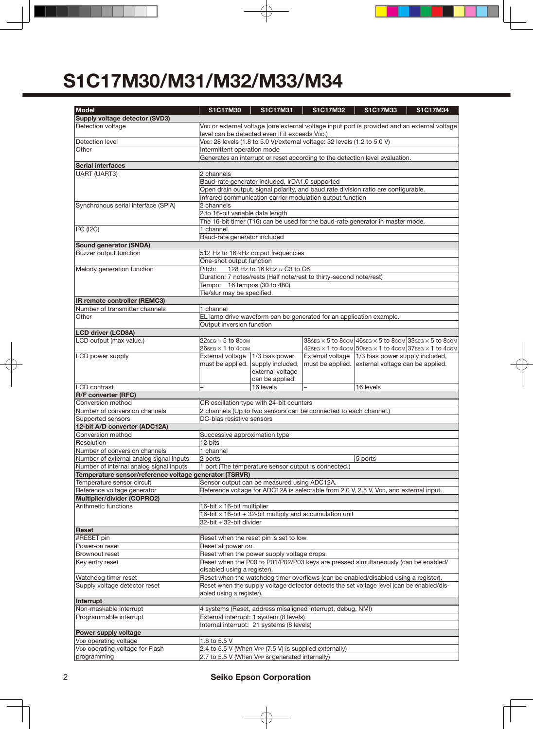# S1C17M30/M31/M32/M33/M34

| Model | S1C17M30 | S1C17M31 | S1C17M32 | S1C17M33 | S1C17M34 |
|---|---|---|---|---|---|
| **Supply voltage detector (SVD3)** | | | | | |
| Detection voltage | $V_{DD}$ or external voltage (one external voltage input port is provided and an external voltage level can be detected even if it exceeds $V_{DD}$.) | | | | |
| Detection level | $V_{DD}$: 28 levels (1.8 to 5.0 V)/external voltage: 32 levels (1.2 to 5.0 V) | | | | |
| Other | Intermittent operation mode | | | | |
| | Generates an interrupt or reset according to the detection level evaluation. | | | | |
| **Serial interfaces** | | | | | |
| UART (UART3) | 2 channels | | | | |
| | Baud-rate generator included, IrDA1.0 supported | | | | |
| | Open drain output, signal polarity, and baud rate division ratio are configurable. | | | | |
| | Infrared communication carrier modulation output function | | | | |
| Synchronous serial interface (SPIA) | 2 channels | | | | |
| | 2 to 16-bit variable data length | | | | |
| | The 16-bit timer (T16) can be used for the baud-rate generator in master mode. | | | | |
| I2C (I2C) | 1 channel | | | | |
| | Baud-rate generator included | | | | |
| **Sound generator (SNDA)** | | | | | |
| Buzzer output function | 512 Hz to 16 kHz output frequencies | | | | |
| | One-shot output function | | | | |
| Melody generation function | Pitch: 128 Hz to 16 kHz ≈ C3 to C6 | | | | |
| | Duration: 7 notes/rests (Half note/rest to thirty-second note/rest) | | | | |
| | Tempo: 16 tempos (30 to 480) | | | | |
| | Tie/slur may be specified. | | | | |
| **IR remote controller (REMC3)** | | | | | |
| Number of transmitter channels | 1 channel | | | | |
| Other | EL lamp drive waveform can be generated for an application example. | | | | |
| | Output inversion function | | | | |
| **LCD driver (LCD8A)** | | | | | |
| LCD output (max value.) | 22SEG × 5 to 8COM<br>26SEG × 1 to 4COM | | 38SEG × 5 to 8COM<br>42SEG × 1 to 4COM | 46SEG × 5 to 8COM<br>50SEG × 1 to 4COM | 33SEG × 5 to 8COM<br>37SEG × 1 to 4COM |
| LCD power supply | External voltage must be applied. | 1/3 bias power supply included, external voltage can be applied. | External voltage must be applied. | 1/3 bias power supply included, external voltage can be applied. | |
| LCD contrast | – | 16 levels | – | 16 levels | |
| **R/F converter (RFC)** | | | | | |
| Conversion method | CR oscillation type with 24-bit counters | | | | |
| Number of conversion channels | 2 channels (Up to two sensors can be connected to each channel.) | | | | |
| Supported sensors | DC-bias resistive sensors | | | | |
| **12-bit A/D converter (ADC12A)** | | | | | |
| Conversion method | Successive approximation type | | | | |
| Resolution | 12 bits | | | | |
| Number of conversion channels | 1 channel | | | | |
| Number of external analog signal inputs | 2 ports | | | 5 ports | |
| Number of internal analog signal inputs | 1 port (The temperature sensor output is connected.) | | | | |
| **Temperature sensor/reference voltage generator (TSRVR)** | | | | | |
| Temperature sensor circuit | Sensor output can be measured using ADC12A. | | | | |
| Reference voltage generator | Reference voltage for ADC12A is selectable from 2.0 V, 2.5 V, $V_{DD}$, and external input. | | | | |
| **Multiplier/divider (COPRO2)** | | | | | |
| Arithmetic functions | 16-bit × 16-bit multiplier | | | | |
| | 16-bit × 16-bit + 32-bit multiply and accumulation unit | | | | |
| | 32-bit ÷ 32-bit divider | | | | |
| **Reset** | | | | | |
| #RESET pin | Reset when the reset pin is set to low. | | | | |
| Power-on reset | Reset at power on. | | | | |
| Brownout reset | Reset when the power supply voltage drops. | | | | |
| Key entry reset | Reset when the P00 to P01/P02/P03 keys are pressed simultaneously (can be enabled/disabled using a register). | | | | |
| Watchdog timer reset | Reset when the watchdog timer overflows (can be enabled/disabled using a register). | | | | |
| Supply voltage detector reset | Reset when the supply voltage detector detects the set voltage level (can be enabled/disabled using a register). | | | | |
| **Interrupt** | | | | | |
| Non-maskable interrupt | 4 systems (Reset, address misaligned interrupt, debug, NMI) | | | | |
| Programmable interrupt | External interrupt: 1 system (8 levels) | | | | |
| | Internal interrupt: 21 systems (8 levels) | | | | |
| **Power supply voltage** | | | | | |
| $V_{DD}$ operating voltage | 1.8 to 5.5 V | | | | |
| $V_{DD}$ operating voltage for Flash programming | 2.4 to 5.5 V (When $V_{PP}$ (7.5 V) is supplied externally) | | | | |
| | 2.7 to 5.5 V (When $V_{PP}$ is generated internally) | | | | |

**Seiko Epson Corporation**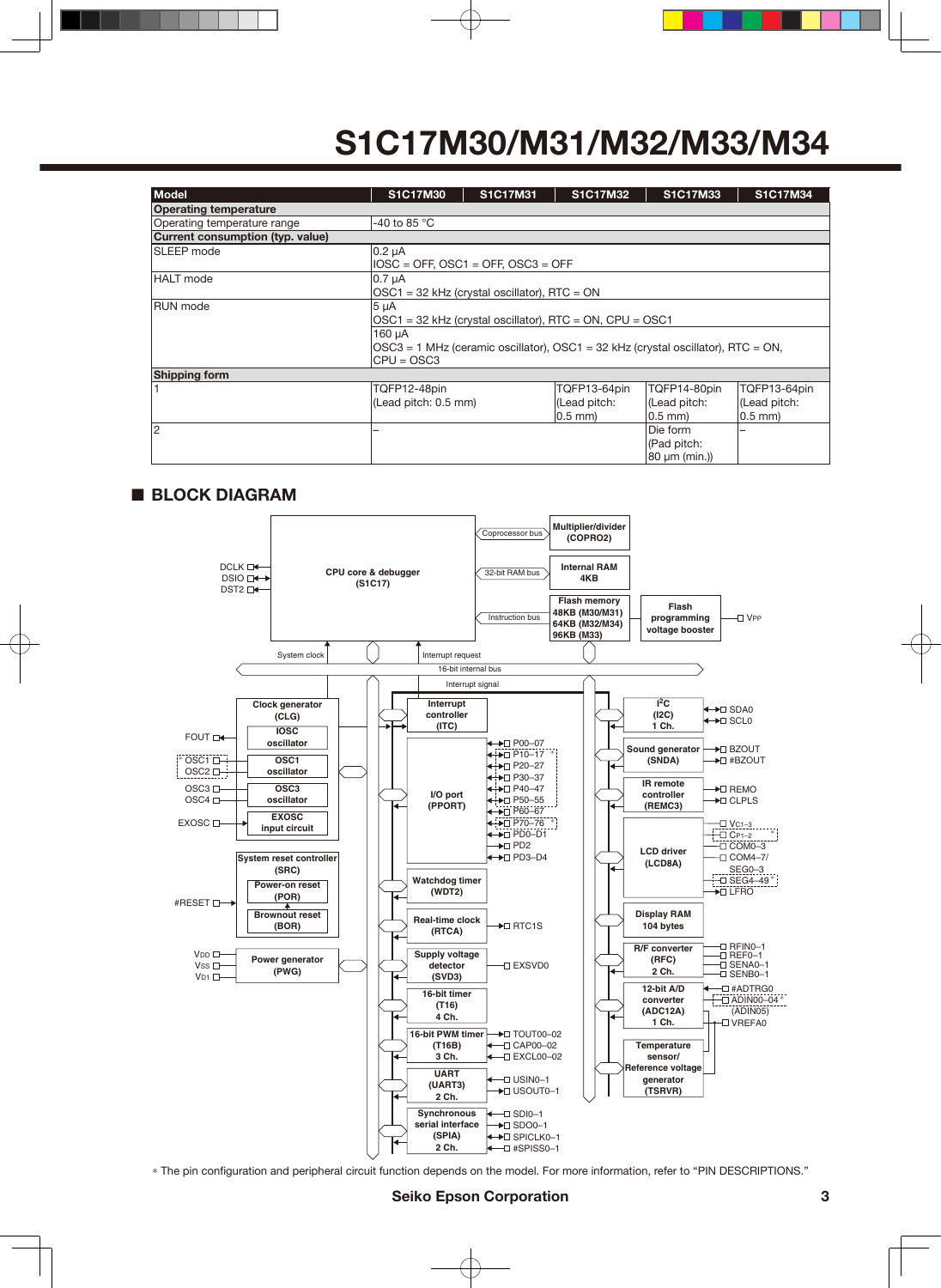# S1C17M30/M31/M32/M33/M34

| Model | S1C17M30 | S1C17M31 | S1C17M32 | S1C17M33 | S1C17M34 |
|---|---|---|---|---|---|
| **Operating temperature** | | | | | |
| Operating temperature range | -40 to 85 °C | | | | |
| **Current consumption (typ. value)** | | | | | |
| SLEEP mode | 0.2 µA<br>IOSC = OFF, OSC1 = OFF, OSC3 = OFF | | | | |
| HALT mode | 0.7 µA<br>OSC1 = 32 kHz (crystal oscillator), RTC = ON | | | | |
| RUN mode | 5 µA<br>OSC1 = 32 kHz (crystal oscillator), RTC = ON, CPU = OSC1 | | | | |
| | 160 µA<br>OSC3 = 1 MHz (ceramic oscillator), OSC1 = 32 kHz (crystal oscillator), RTC = ON, CPU = OSC3 | | | | |
| **Shipping form** | | | | | |
| 1 | TQFP12-48pin (Lead pitch: 0.5 mm) | | TQFP13-64pin (Lead pitch: 0.5 mm) | TQFP14-80pin (Lead pitch: 0.5 mm) | TQFP13-64pin (Lead pitch: 0.5 mm) |
| 2 | – | | | Die form (Pad pitch: 80 µm (min.)) | – |

## ■ BLOCK DIAGRAM

∗ The pin configuration and peripheral circuit function depends on the model. For more information, refer to "PIN DESCRIPTIONS."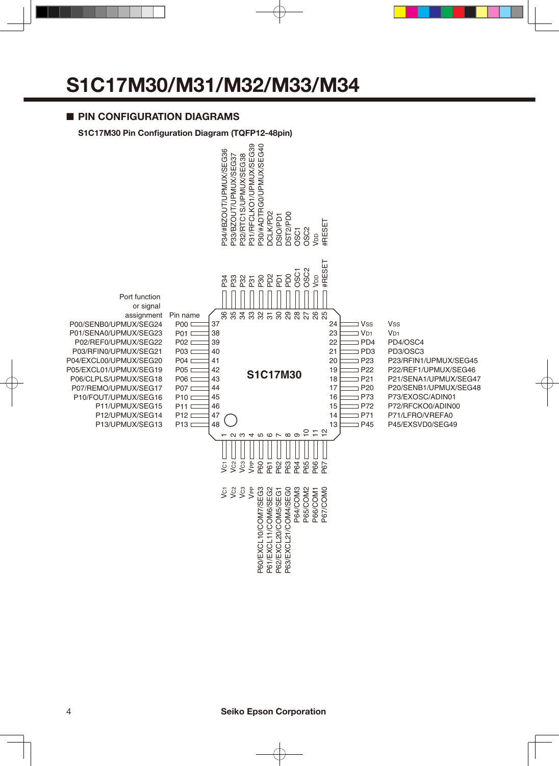# S1C17M30/M31/M32/M33/M34

## ■ PIN CONFIGURATION DIAGRAMS

**S1C17M30 Pin Configuration Diagram (TQFP12-48pin)**

| Pin No. | Pin name | Port function or signal assignment |
|---|---|---|
| 1 | $V_{C1}$ | $V_{C1}$ |
| 2 | $V_{C2}$ | $V_{C2}$ |
| 3 | $V_{C3}$ | $V_{C3}$ |
| 4 | $V_{PP}$ | $V_{PP}$ |
| 5 | P60 | P60/EXCL10/COM7/SEG3 |
| 6 | P61 | P61/EXCL11/COM6/SEG2 |
| 7 | P62 | P62/EXCL20/COM5/SEG1 |
| 8 | P63 | P63/EXCL21/COM4/SEG0 |
| 9 | P64 | P64/COM3 |
| 10 | P65 | P65/COM2 |
| 11 | P66 | P66/COM1 |
| 12 | P67 | P67/COM0 |
| 13 | P45 | P45/EXSVD0/SEG49 |
| 14 | P71 | P71/LFRO/VREFA0 |
| 15 | P72 | P72/RFCKO0/ADIN00 |
| 16 | P73 | P73/EXOSC/ADIN01 |
| 17 | P20 | P20/SENB1/UPMUX/SEG48 |
| 18 | P21 | P21/SENA1/UPMUX/SEG47 |
| 19 | P22 | P22/REF1/UPMUX/SEG46 |
| 20 | P23 | P23/RFIN1/UPMUX/SEG45 |
| 21 | PD3 | PD3/OSC3 |
| 22 | PD4 | PD4/OSC4 |
| 23 | $V_{D1}$ | $V_{D1}$ |
| 24 | $V_{SS}$ | $V_{SS}$ |
| 25 | #RESET | #RESET |
| 26 | $V_{DD}$ | $V_{DD}$ |
| 27 | OSC2 | OSC2 |
| 28 | OSC1 | OSC1 |
| 29 | PD0 | DST2/PD0 |
| 30 | PD1 | DSIO/PD1 |
| 31 | PD2 | DCLK/PD2 |
| 32 | P30 | P30/#ADTRG0/UPMUX/SEG40 |
| 33 | P31 | P31/RFCLKO1/UPMUX/SEG39 |
| 34 | P32 | P32/RTC1S/UPMUX/SEG38 |
| 35 | P33 | P33/BZOUT/UPMUX/SEG37 |
| 36 | P34 | P34/#BZOUT/UPMUX/SEG36 |
| 37 | P00 | P00/SENB0/UPMUX/SEG24 |
| 38 | P01 | P01/SENA0/UPMUX/SEG23 |
| 39 | P02 | P02/REF0/UPMUX/SEG22 |
| 40 | P03 | P03/RFIN0/UPMUX/SEG21 |
| 41 | P04 | P04/EXCL00/UPMUX/SEG20 |
| 42 | P05 | P05/EXCL01/UPMUX/SEG19 |
| 43 | P06 | P06/CLPLS/UPMUX/SEG18 |
| 44 | P07 | P07/REMO/UPMUX/SEG17 |
| 45 | P10 | P10/FOUT/UPMUX/SEG16 |
| 46 | P11 | P11/UPMUX/SEG15 |
| 47 | P12 | P12/UPMUX/SEG14 |
| 48 | P13 | P13/UPMUX/SEG13 |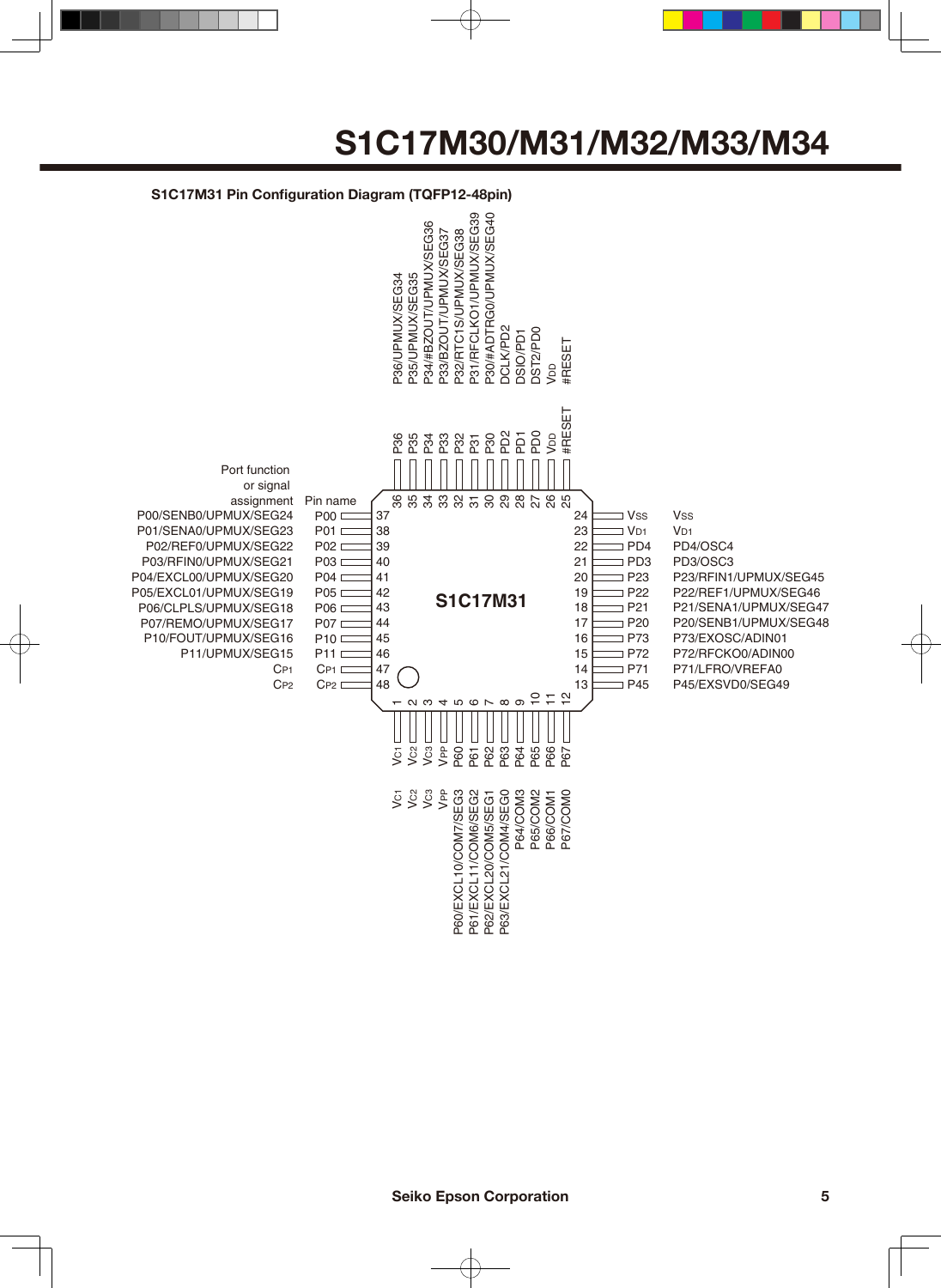# S1C17M30/M31/M32/M33/M34

**S1C17M31 Pin Configuration Diagram (TQFP12-48pin)**

| Pin No. | Pin name | Port function or signal assignment |
|---|---|---|
| 1 | VC1 | VC1 |
| 2 | VC2 | VC2 |
| 3 | VC3 | VC3 |
| 4 | VPP | VPP |
| 5 | P60 | P60/EXCL10/COM7/SEG3 |
| 6 | P61 | P61/EXCL11/COM6/SEG2 |
| 7 | P62 | P62/EXCL20/COM5/SEG1 |
| 8 | P63 | P63/EXCL21/COM4/SEG0 |
| 9 | P64 | P64/COM3 |
| 10 | P65 | P65/COM2 |
| 11 | P66 | P66/COM1 |
| 12 | P67 | P67/COM0 |
| 13 | P45 | P45/EXSVD0/SEG49 |
| 14 | P71 | P71/LFRO/VREFA0 |
| 15 | P72 | P72/RFCKO0/ADIN00 |
| 16 | P73 | P73/EXOSC/ADIN01 |
| 17 | P20 | P20/SENB1/UPMUX/SEG48 |
| 18 | P21 | P21/SENA1/UPMUX/SEG47 |
| 19 | P22 | P22/REF1/UPMUX/SEG46 |
| 20 | P23 | P23/RFIN1/UPMUX/SEG45 |
| 21 | PD3 | PD3/OSC3 |
| 22 | PD4 | PD4/OSC4 |
| 23 | VD1 | VD1 |
| 24 | VSS | VSS |
| 25 | #RESET | #RESET |
| 26 | VDD | VDD |
| 27 | PD0 | DST2/PD0 |
| 28 | PD1 | DSIO/PD1 |
| 29 | PD2 | DCLK/PD2 |
| 30 | P30 | P30/#ADTRG0/UPMUX/SEG40 |
| 31 | P31 | P31/RFCLKO1/UPMUX/SEG39 |
| 32 | P32 | P32/RTC1S/UPMUX/SEG38 |
| 33 | P33 | P33/BZOUT/UPMUX/SEG37 |
| 34 | P34 | P34/#BZOUT/UPMUX/SEG36 |
| 35 | P35 | P35/UPMUX/SEG35 |
| 36 | P36 | P36/UPMUX/SEG34 |
| 37 | P00 | P00/SENB0/UPMUX/SEG24 |
| 38 | P01 | P01/SENA0/UPMUX/SEG23 |
| 39 | P02 | P02/REF0/UPMUX/SEG22 |
| 40 | P03 | P03/RFIN0/UPMUX/SEG21 |
| 41 | P04 | P04/EXCL00/UPMUX/SEG20 |
| 42 | P05 | P05/EXCL01/UPMUX/SEG19 |
| 43 | P06 | P06/CLPLS/UPMUX/SEG18 |
| 44 | P07 | P07/REMO/UPMUX/SEG17 |
| 45 | P10 | P10/FOUT/UPMUX/SEG16 |
| 46 | P11 | P11/UPMUX/SEG15 |
| 47 | CP1 | CP1 |
| 48 | CP2 | CP2 |

Seiko Epson Corporation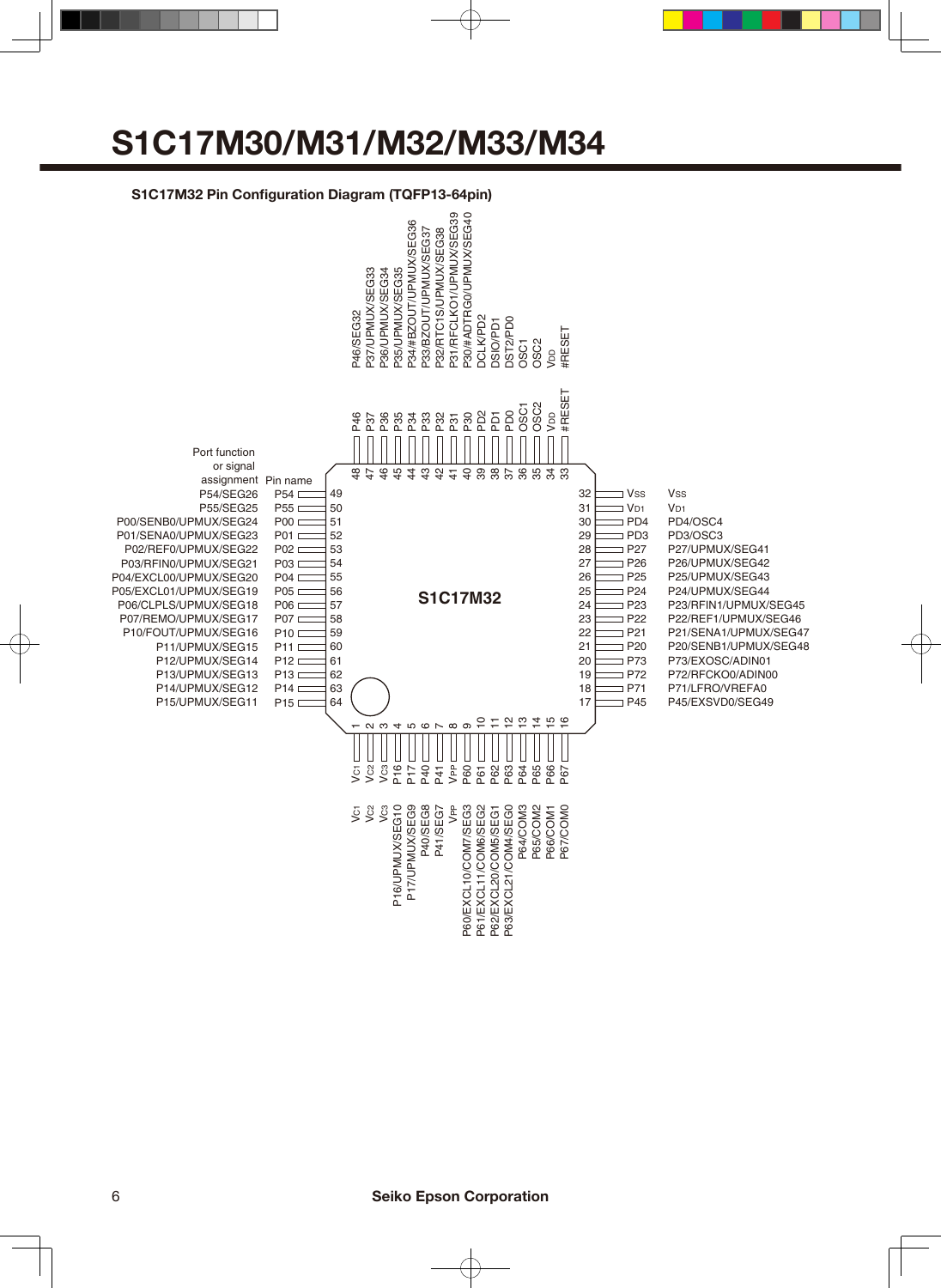# S1C17M30/M31/M32/M33/M34

**S1C17M32 Pin Configuration Diagram (TQFP13-64pin)**

| No. | Pin name | Port function or signal assignment |
|---|---|---|
| 1 | $V_{C1}$ | $V_{C1}$ |
| 2 | $V_{C2}$ | $V_{C2}$ |
| 3 | $V_{C3}$ | $V_{C3}$ |
| 4 | P16 | P16/UPMUX/SEG10 |
| 5 | P17 | P17/UPMUX/SEG9 |
| 6 | P40 | P40/SEG8 |
| 7 | P41 | P41/SEG7 |
| 8 | $V_{PP}$ | $V_{PP}$ |
| 9 | P60 | P60/EXCL10/COM7/SEG3 |
| 10 | P61 | P61/EXCL11/COM6/SEG2 |
| 11 | P62 | P62/EXCL20/COM5/SEG1 |
| 12 | P63 | P63/EXCL21/COM4/SEG0 |
| 13 | P64 | P64/COM3 |
| 14 | P65 | P65/COM2 |
| 15 | P66 | P66/COM1 |
| 16 | P67 | P67/COM0 |
| 17 | P45 | P45/EXSVD0/SEG49 |
| 18 | P71 | P71/LFRO/VREFA0 |
| 19 | P72 | P72/RFCKO0/ADIN00 |
| 20 | P73 | P73/EXOSC/ADIN01 |
| 21 | P20 | P20/SENB1/UPMUX/SEG48 |
| 22 | P21 | P21/SENA1/UPMUX/SEG47 |
| 23 | P22 | P22/REF1/UPMUX/SEG46 |
| 24 | P23 | P23/RFIN1/UPMUX/SEG45 |
| 25 | P24 | P24/UPMUX/SEG44 |
| 26 | P25 | P25/UPMUX/SEG43 |
| 27 | P26 | P26/UPMUX/SEG42 |
| 28 | P27 | P27/UPMUX/SEG41 |
| 29 | PD3 | PD3/OSC3 |
| 30 | PD4 | PD4/OSC4 |
| 31 | $V_{D1}$ | $V_{D1}$ |
| 32 | $V_{SS}$ | $V_{SS}$ |
| 33 | #RESET | #RESET |
| 34 | $V_{DD}$ | $V_{DD}$ |
| 35 | OSC2 | OSC2 |
| 36 | OSC1 | OSC1 |
| 37 | PD0 | DST2/PD0 |
| 38 | PD1 | DSIO/PD1 |
| 39 | PD2 | DCLK/PD2 |
| 40 | P30 | P30/#ADTRG0/UPMUX/SEG40 |
| 41 | P31 | P31/RFCLKO1/UPMUX/SEG39 |
| 42 | P32 | P32/RTC1S/UPMUX/SEG38 |
| 43 | P33 | P33/BZOUT/UPMUX/SEG37 |
| 44 | P34 | P34/#BZOUT/UPMUX/SEG36 |
| 45 | P35 | P35/UPMUX/SEG35 |
| 46 | P36 | P36/UPMUX/SEG34 |
| 47 | P37 | P37/UPMUX/SEG33 |
| 48 | P46 | P46/SEG32 |
| 49 | P54 | P54/SEG26 |
| 50 | P55 | P55/SEG25 |
| 51 | P00 | P00/SENB0/UPMUX/SEG24 |
| 52 | P01 | P01/SENA0/UPMUX/SEG23 |
| 53 | P02 | P02/REF0/UPMUX/SEG22 |
| 54 | P03 | P03/RFIN0/UPMUX/SEG21 |
| 55 | P04 | P04/EXCL00/UPMUX/SEG20 |
| 56 | P05 | P05/EXCL01/UPMUX/SEG19 |
| 57 | P06 | P06/CLPLS/UPMUX/SEG18 |
| 58 | P07 | P07/REMO/UPMUX/SEG17 |
| 59 | P10 | P10/FOUT/UPMUX/SEG16 |
| 60 | P11 | P11/UPMUX/SEG15 |
| 61 | P12 | P12/UPMUX/SEG14 |
| 62 | P13 | P13/UPMUX/SEG13 |
| 63 | P14 | P14/UPMUX/SEG12 |
| 64 | P15 | P15/UPMUX/SEG11 |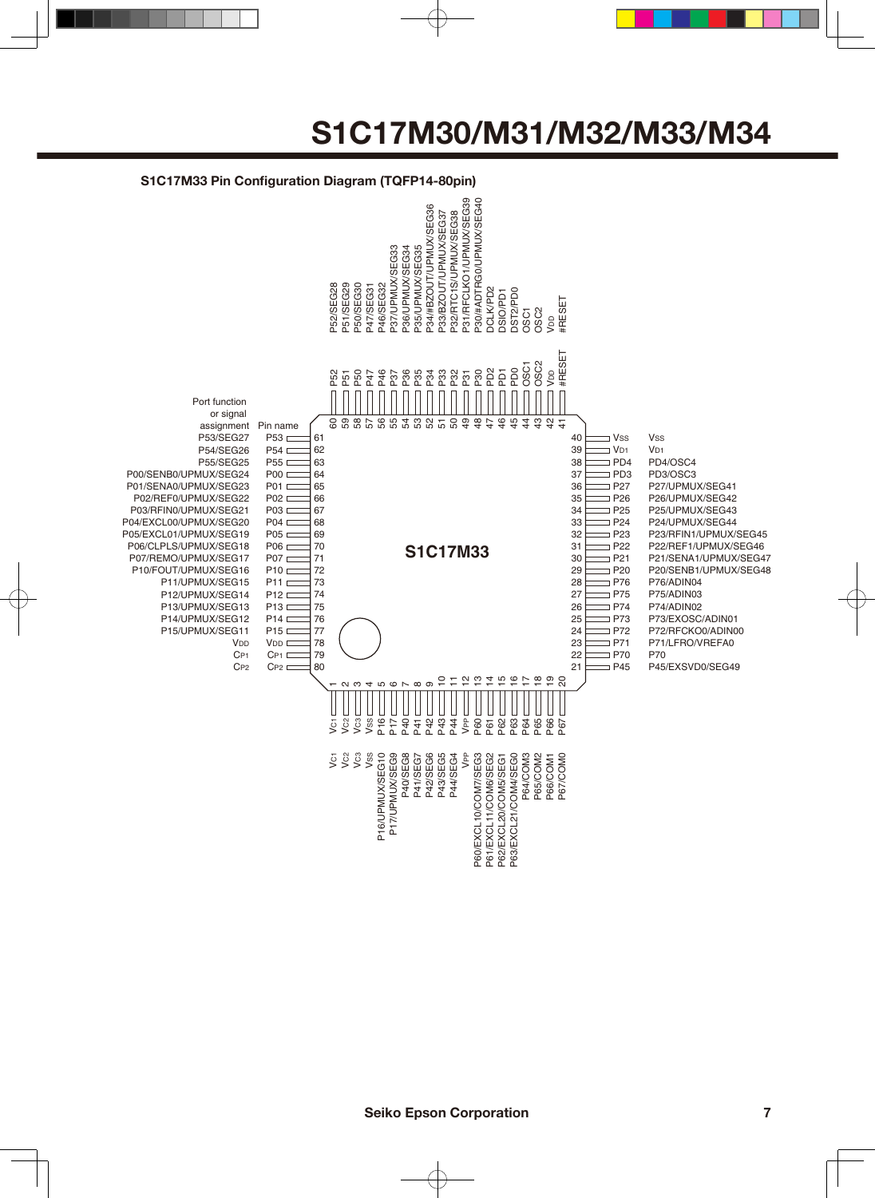# S1C17M30/M31/M32/M33/M34

## S1C17M33 Pin Configuration Diagram (TQFP14-80pin)

| Pin No. | Pin name | Port function or signal assignment |
|---|---|---|
| 1 | VC1 | VC1 |
| 2 | VC2 | VC2 |
| 3 | VC3 | VC3 |
| 4 | VSS | VSS |
| 5 | P16 | P16/UPMUX/SEG10 |
| 6 | P17 | P17/UPMUX/SEG9 |
| 7 | P40 | P40/SEG8 |
| 8 | P41 | P41/SEG7 |
| 9 | P42 | P42/SEG6 |
| 10 | P43 | P43/SEG5 |
| 11 | P44 | P44/SEG4 |
| 12 | VPP | VPP |
| 13 | P60 | P60/EXCL10/COM7/SEG3 |
| 14 | P61 | P61/EXCL11/COM6/SEG2 |
| 15 | P62 | P62/EXCL20/COM5/SEG1 |
| 16 | P63 | P63/EXCL21/COM4/SEG0 |
| 17 | P64 | P64/COM3 |
| 18 | P65 | P65/COM2 |
| 19 | P66 | P66/COM1 |
| 20 | P67 | P67/COM0 |
| 21 | P45 | P45/EXSVD0/SEG49 |
| 22 | P70 | P70 |
| 23 | P71 | P71/LFRO/VREFA0 |
| 24 | P72 | P72/RFCKO0/ADIN00 |
| 25 | P73 | P73/EXOSC/ADIN01 |
| 26 | P74 | P74/ADIN02 |
| 27 | P75 | P75/ADIN03 |
| 28 | P76 | P76/ADIN04 |
| 29 | P20 | P20/SENB1/UPMUX/SEG48 |
| 30 | P21 | P21/SENA1/UPMUX/SEG47 |
| 31 | P22 | P22/REF1/UPMUX/SEG46 |
| 32 | P23 | P23/RFIN1/UPMUX/SEG45 |
| 33 | P24 | P24/UPMUX/SEG44 |
| 34 | P25 | P25/UPMUX/SEG43 |
| 35 | P26 | P26/UPMUX/SEG42 |
| 36 | P27 | P27/UPMUX/SEG41 |
| 37 | PD3 | PD3/OSC3 |
| 38 | PD4 | PD4/OSC4 |
| 39 | VD1 | VD1 |
| 40 | VSS | VSS |
| 41 | #RESET | #RESET |
| 42 | VDD | VDD |
| 43 | OSC2 | OSC2 |
| 44 | OSC1 | OSC1 |
| 45 | PD0 | DST2/PD0 |
| 46 | PD1 | DSIO/PD1 |
| 47 | PD2 | DCLK/PD2 |
| 48 | P30 | P30/#ADTRG0/UPMUX/SEG40 |
| 49 | P31 | P31/RFCLKO1/UPMUX/SEG39 |
| 50 | P32 | P32/RTC1S/UPMUX/SEG38 |
| 51 | P33 | P33/BZOUT/UPMUX/SEG37 |
| 52 | P34 | P34/#BZOUT/UPMUX/SEG36 |
| 53 | P35 | P35/UPMUX/SEG35 |
| 54 | P36 | P36/UPMUX/SEG34 |
| 55 | P37 | P37/UPMUX/SEG33 |
| 56 | P46 | P46/SEG32 |
| 57 | P47 | P47/SEG31 |
| 58 | P50 | P50/SEG30 |
| 59 | P51 | P51/SEG29 |
| 60 | P52 | P52/SEG28 |
| 61 | P53 | P53/SEG27 |
| 62 | P54 | P54/SEG26 |
| 63 | P55 | P55/SEG25 |
| 64 | P00 | P00/SENB0/UPMUX/SEG24 |
| 65 | P01 | P01/SENA0/UPMUX/SEG23 |
| 66 | P02 | P02/REF0/UPMUX/SEG22 |
| 67 | P03 | P03/RFIN0/UPMUX/SEG21 |
| 68 | P04 | P04/EXCL00/UPMUX/SEG20 |
| 69 | P05 | P05/EXCL01/UPMUX/SEG19 |
| 70 | P06 | P06/CLPLS/UPMUX/SEG18 |
| 71 | P07 | P07/REMO/UPMUX/SEG17 |
| 72 | P10 | P10/FOUT/UPMUX/SEG16 |
| 73 | P11 | P11/UPMUX/SEG15 |
| 74 | P12 | P12/UPMUX/SEG14 |
| 75 | P13 | P13/UPMUX/SEG13 |
| 76 | P14 | P14/UPMUX/SEG12 |
| 77 | P15 | P15/UPMUX/SEG11 |
| 78 | VDD | VDD |
| 79 | CP1 | CP1 |
| 80 | CP2 | CP2 |

S1C17M33

Seiko Epson Corporation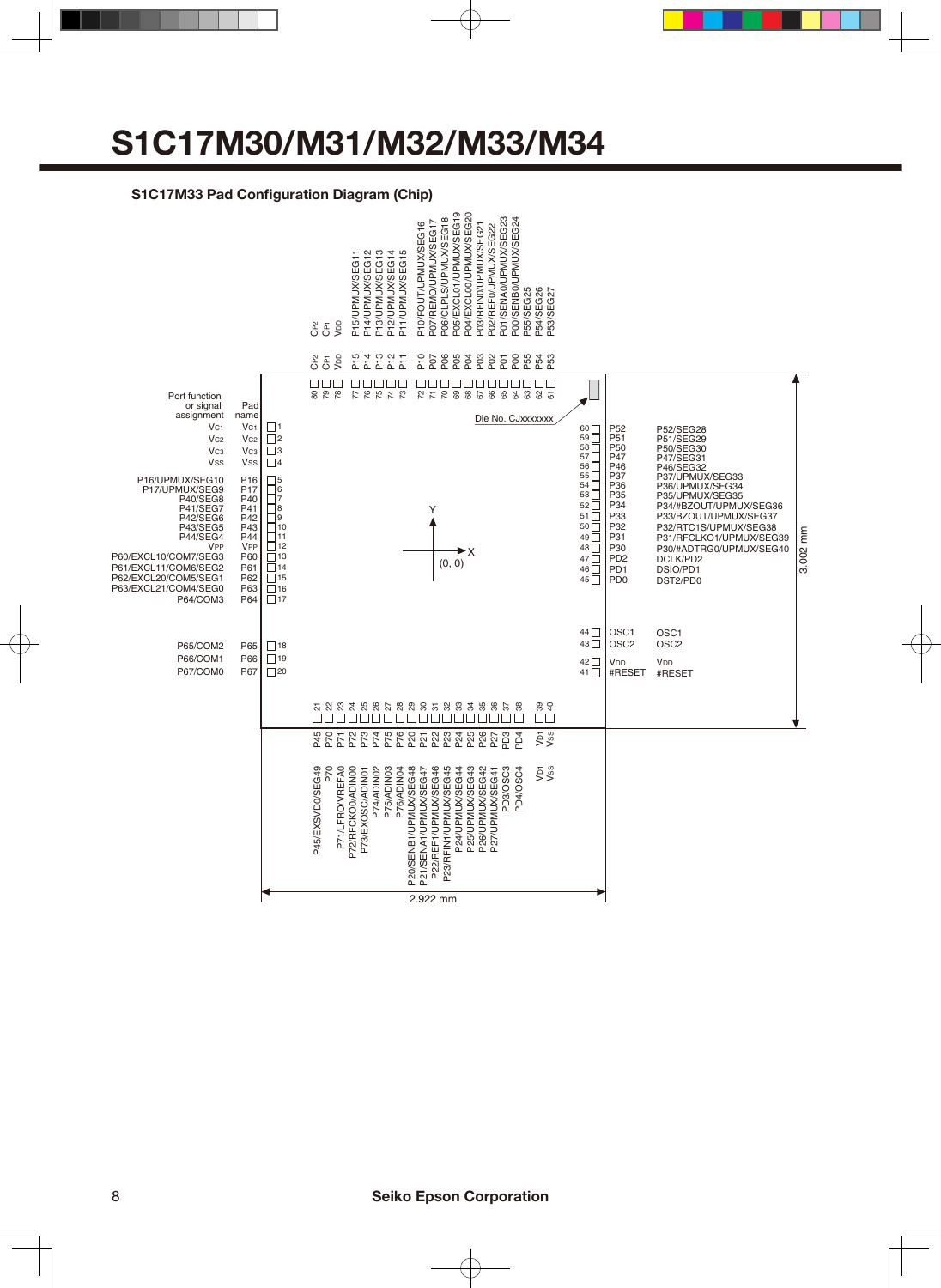# S1C17M30/M31/M32/M33/M34

## S1C17M33 Pad Configuration Diagram (Chip)

Die No. CJxxxxxxx

Chip size: X = 2.922 mm, Y = 3.002 mm; origin (0, 0) at chip center.

| Pad No. | Pad name | Port function or signal assignment |
|---|---|---|
| 1 | $V_{C1}$ | $V_{C1}$ |
| 2 | $V_{C2}$ | $V_{C2}$ |
| 3 | $V_{C3}$ | $V_{C3}$ |
| 4 | $V_{SS}$ | $V_{SS}$ |
| 5 | P16 | P16/UPMUX/SEG10 |
| 6 | P17 | P17/UPMUX/SEG9 |
| 7 | P40 | P40/SEG8 |
| 8 | P41 | P41/SEG7 |
| 9 | P42 | P42/SEG6 |
| 10 | P43 | P43/SEG5 |
| 11 | P44 | P44/SEG4 |
| 12 | $V_{PP}$ | $V_{PP}$ |
| 13 | P60 | P60/EXCL10/COM7/SEG3 |
| 14 | P61 | P61/EXCL11/COM6/SEG2 |
| 15 | P62 | P62/EXCL20/COM5/SEG1 |
| 16 | P63 | P63/EXCL21/COM4/SEG0 |
| 17 | P64 | P64/COM3 |
| 18 | P65 | P65/COM2 |
| 19 | P66 | P66/COM1 |
| 20 | P67 | P67/COM0 |
| 21 | P45 | P45/EXSVD0/SEG49 |
| 22 | P70 | P70 |
| 23 | P71 | P71/LFRO/VREFA0 |
| 24 | P72 | P72/RFCKO0/ADIN00 |
| 25 | P73 | P73/EXOSC/ADIN01 |
| 26 | P74 | P74/ADIN02 |
| 27 | P75 | P75/ADIN03 |
| 28 | P76 | P76/ADIN04 |
| 29 | P20 | P20/SENB1/UPMUX/SEG48 |
| 30 | P21 | P21/SENA1/UPMUX/SEG47 |
| 31 | P22 | P22/REF1/UPMUX/SEG46 |
| 32 | P23 | P23/RFIN1/UPMUX/SEG45 |
| 33 | P24 | P24/UPMUX/SEG44 |
| 34 | P25 | P25/UPMUX/SEG43 |
| 35 | P26 | P26/UPMUX/SEG42 |
| 36 | P27 | P27/UPMUX/SEG41 |
| 37 | PD3 | PD3/OSC3 |
| 38 | PD4 | PD4/OSC4 |
| 39 | $V_{D1}$ | $V_{D1}$ |
| 40 | $V_{SS}$ | $V_{SS}$ |
| 41 | #RESET | #RESET |
| 42 | $V_{DD}$ | $V_{DD}$ |
| 43 | OSC2 | OSC2 |
| 44 | OSC1 | OSC1 |
| 45 | PD0 | DST2/PD0 |
| 46 | PD1 | DSIO/PD1 |
| 47 | PD2 | DCLK/PD2 |
| 48 | P30 | P30/#ADTRG0/UPMUX/SEG40 |
| 49 | P31 | P31/RFCLKO1/UPMUX/SEG39 |
| 50 | P32 | P32/RTC1S/UPMUX/SEG38 |
| 51 | P33 | P33/BZOUT/UPMUX/SEG37 |
| 52 | P34 | P34/#BZOUT/UPMUX/SEG36 |
| 53 | P35 | P35/UPMUX/SEG35 |
| 54 | P36 | P36/UPMUX/SEG34 |
| 55 | P37 | P37/UPMUX/SEG33 |
| 56 | P46 | P46/SEG32 |
| 57 | P47 | P47/SEG31 |
| 58 | P50 | P50/SEG30 |
| 59 | P51 | P51/SEG29 |
| 60 | P52 | P52/SEG28 |
| 61 | P53 | P53/SEG27 |
| 62 | P54 | P54/SEG26 |
| 63 | P55 | P55/SEG25 |
| 64 | P00 | P00/SENB0/UPMUX/SEG24 |
| 65 | P01 | P01/SENA0/UPMUX/SEG23 |
| 66 | P02 | P02/REF0/UPMUX/SEG22 |
| 67 | P03 | P03/RFIN0/UPMUX/SEG21 |
| 68 | P04 | P04/EXCL00/UPMUX/SEG20 |
| 69 | P05 | P05/EXCL01/UPMUX/SEG19 |
| 70 | P06 | P06/CLPLS/UPMUX/SEG18 |
| 71 | P07 | P07/REMO/UPMUX/SEG17 |
| 72 | P10 | P10/FOUT/UPMUX/SEG16 |
| 73 | P11 | P11/UPMUX/SEG15 |
| 74 | P12 | P12/UPMUX/SEG14 |
| 75 | P13 | P13/UPMUX/SEG13 |
| 76 | P14 | P14/UPMUX/SEG12 |
| 77 | P15 | P15/UPMUX/SEG11 |
| 78 | $V_{DD}$ | $V_{DD}$ |
| 79 | $C_{P1}$ | $C_{P1}$ |
| 80 | $C_{P2}$ | $C_{P2}$ |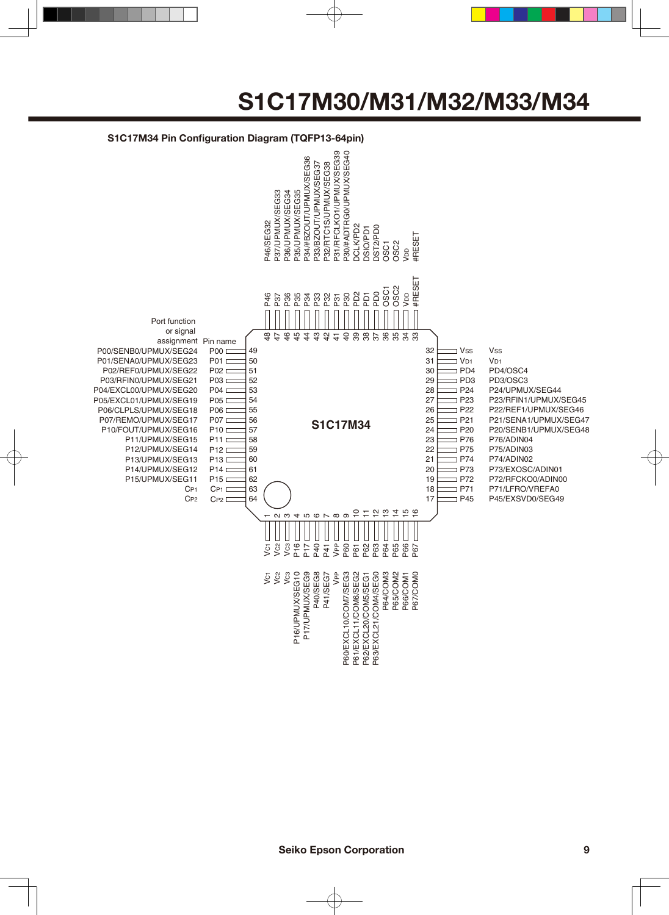# S1C17M30/M31/M32/M33/M34

**S1C17M34 Pin Configuration Diagram (TQFP13-64pin)**

| Pin No. | Pin name | Port function or signal assignment |
|---|---|---|
| 1 | VC1 | VC1 |
| 2 | VC2 | VC2 |
| 3 | VC3 | VC3 |
| 4 | P16 | P16/UPMUX/SEG10 |
| 5 | P17 | P17/UPMUX/SEG9 |
| 6 | P40 | P40/SEG8 |
| 7 | P41 | P41/SEG7 |
| 8 | VPP | VPP |
| 9 | P60 | P60/EXCL10/COM7/SEG3 |
| 10 | P61 | P61/EXCL11/COM6/SEG2 |
| 11 | P62 | P62/EXCL20/COM5/SEG1 |
| 12 | P63 | P63/EXCL21/COM4/SEG0 |
| 13 | P64 | P64/COM3 |
| 14 | P65 | P65/COM2 |
| 15 | P66 | P66/COM1 |
| 16 | P67 | P67/COM0 |
| 17 | P45 | P45/EXSVD0/SEG49 |
| 18 | P71 | P71/LFRO/VREFA0 |
| 19 | P72 | P72/RFCKO0/ADIN00 |
| 20 | P73 | P73/EXOSC/ADIN01 |
| 21 | P74 | P74/ADIN02 |
| 22 | P75 | P75/ADIN03 |
| 23 | P76 | P76/ADIN04 |
| 24 | P20 | P20/SENB1/UPMUX/SEG48 |
| 25 | P21 | P21/SENA1/UPMUX/SEG47 |
| 26 | P22 | P22/REF1/UPMUX/SEG46 |
| 27 | P23 | P23/RFIN1/UPMUX/SEG45 |
| 28 | P24 | P24/UPMUX/SEG44 |
| 29 | PD3 | PD3/OSC3 |
| 30 | PD4 | PD4/OSC4 |
| 31 | VD1 | VD1 |
| 32 | VSS | VSS |
| 33 | #RESET | #RESET |
| 34 | VDD | VDD |
| 35 | OSC2 | OSC2 |
| 36 | OSC1 | OSC1 |
| 37 | PD0 | DST2/PD0 |
| 38 | PD1 | DSIO/PD1 |
| 39 | PD2 | DCLK/PD2 |
| 40 | P30 | P30/#ADTRG0/UPMUX/SEG40 |
| 41 | P31 | P31/RFCLKO1/UPMUX/SEG39 |
| 42 | P32 | P32/RTC1S/UPMUX/SEG38 |
| 43 | P33 | P33/BZOUT/UPMUX/SEG37 |
| 44 | P34 | P34/#BZOUT/UPMUX/SEG36 |
| 45 | P35 | P35/UPMUX/SEG35 |
| 46 | P36 | P36/UPMUX/SEG34 |
| 47 | P37 | P37/UPMUX/SEG33 |
| 48 | P46 | P46/SEG32 |
| 49 | P00 | P00/SENB0/UPMUX/SEG24 |
| 50 | P01 | P01/SENA0/UPMUX/SEG23 |
| 51 | P02 | P02/REF0/UPMUX/SEG22 |
| 52 | P03 | P03/RFIN0/UPMUX/SEG21 |
| 53 | P04 | P04/EXCL00/UPMUX/SEG20 |
| 54 | P05 | P05/EXCL01/UPMUX/SEG19 |
| 55 | P06 | P06/CLPLS/UPMUX/SEG18 |
| 56 | P07 | P07/REMO/UPMUX/SEG17 |
| 57 | P10 | P10/FOUT/UPMUX/SEG16 |
| 58 | P11 | P11/UPMUX/SEG15 |
| 59 | P12 | P12/UPMUX/SEG14 |
| 60 | P13 | P13/UPMUX/SEG13 |
| 61 | P14 | P14/UPMUX/SEG12 |
| 62 | P15 | P15/UPMUX/SEG11 |
| 63 | CP1 | CP1 |
| 64 | CP2 | CP2 |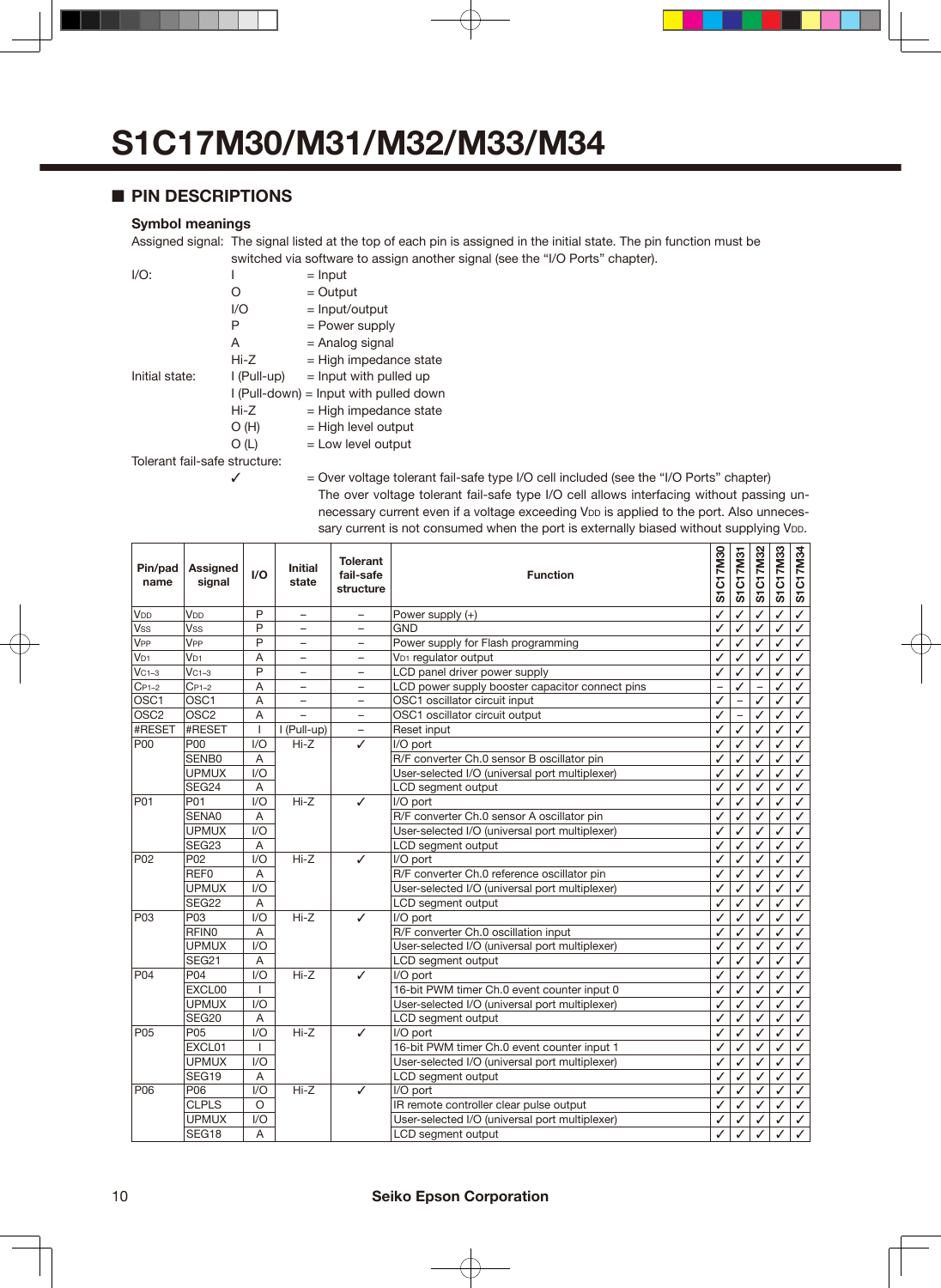# S1C17M30/M31/M32/M33/M34

## ■ PIN DESCRIPTIONS

### Symbol meanings

Assigned signal: The signal listed at the top of each pin is assigned in the initial state. The pin function must be switched via software to assign another signal (see the "I/O Ports" chapter).

I/O:
- I = Input
- O = Output
- I/O = Input/output
- P = Power supply
- A = Analog signal
- Hi-Z = High impedance state

Initial state:
- I (Pull-up) = Input with pulled up
- I (Pull-down) = Input with pulled down
- Hi-Z = High impedance state
- O (H) = High level output
- O (L) = Low level output

Tolerant fail-safe structure:
- ✓ = Over voltage tolerant fail-safe type I/O cell included (see the "I/O Ports" chapter)
  The over voltage tolerant fail-safe type I/O cell allows interfacing without passing unnecessary current even if a voltage exceeding $V_{DD}$ is applied to the port. Also unnecessary current is not consumed when the port is externally biased without supplying $V_{DD}$.

| Pin/pad name | Assigned signal | I/O | Initial state | Tolerant fail-safe structure | Function | S1C17M30 | S1C17M31 | S1C17M32 | S1C17M33 | S1C17M34 |
|---|---|---|---|---|---|---|---|---|---|---|
| $V_{DD}$ | $V_{DD}$ | P | – | – | Power supply (+) | ✓ | ✓ | ✓ | ✓ | ✓ |
| $V_{SS}$ | $V_{SS}$ | P | – | – | GND | ✓ | ✓ | ✓ | ✓ | ✓ |
| $V_{PP}$ | $V_{PP}$ | P | – | – | Power supply for Flash programming | ✓ | ✓ | ✓ | ✓ | ✓ |
| $V_{D1}$ | $V_{D1}$ | A | – | – | $V_{D1}$ regulator output | ✓ | ✓ | ✓ | ✓ | ✓ |
| $V_{C1-3}$ | $V_{C1-3}$ | P | – | – | LCD panel driver power supply | ✓ | ✓ | ✓ | ✓ | ✓ |
| $C_{P1-2}$ | $C_{P1-2}$ | A | – | – | LCD power supply booster capacitor connect pins | – | ✓ | – | ✓ | ✓ |
| OSC1 | OSC1 | A | – | – | OSC1 oscillator circuit input | ✓ | – | ✓ | ✓ | ✓ |
| OSC2 | OSC2 | A | – | – | OSC1 oscillator circuit output | ✓ | – | ✓ | ✓ | ✓ |
| #RESET | #RESET | I | I (Pull-up) | – | Reset input | ✓ | ✓ | ✓ | ✓ | ✓ |
| P00 | P00 | I/O | Hi-Z | ✓ | I/O port | ✓ | ✓ | ✓ | ✓ | ✓ |
| | SENB0 | A | | | R/F converter Ch.0 sensor B oscillator pin | ✓ | ✓ | ✓ | ✓ | ✓ |
| | UPMUX | I/O | | | User-selected I/O (universal port multiplexer) | ✓ | ✓ | ✓ | ✓ | ✓ |
| | SEG24 | A | | | LCD segment output | ✓ | ✓ | ✓ | ✓ | ✓ |
| P01 | P01 | I/O | Hi-Z | ✓ | I/O port | ✓ | ✓ | ✓ | ✓ | ✓ |
| | SENA0 | A | | | R/F converter Ch.0 sensor A oscillator pin | ✓ | ✓ | ✓ | ✓ | ✓ |
| | UPMUX | I/O | | | User-selected I/O (universal port multiplexer) | ✓ | ✓ | ✓ | ✓ | ✓ |
| | SEG23 | A | | | LCD segment output | ✓ | ✓ | ✓ | ✓ | ✓ |
| P02 | P02 | I/O | Hi-Z | ✓ | I/O port | ✓ | ✓ | ✓ | ✓ | ✓ |
| | REF0 | A | | | R/F converter Ch.0 reference oscillator pin | ✓ | ✓ | ✓ | ✓ | ✓ |
| | UPMUX | I/O | | | User-selected I/O (universal port multiplexer) | ✓ | ✓ | ✓ | ✓ | ✓ |
| | SEG22 | A | | | LCD segment output | ✓ | ✓ | ✓ | ✓ | ✓ |
| P03 | P03 | I/O | Hi-Z | ✓ | I/O port | ✓ | ✓ | ✓ | ✓ | ✓ |
| | RFIN0 | A | | | R/F converter Ch.0 oscillation input | ✓ | ✓ | ✓ | ✓ | ✓ |
| | UPMUX | I/O | | | User-selected I/O (universal port multiplexer) | ✓ | ✓ | ✓ | ✓ | ✓ |
| | SEG21 | A | | | LCD segment output | ✓ | ✓ | ✓ | ✓ | ✓ |
| P04 | P04 | I/O | Hi-Z | ✓ | I/O port | ✓ | ✓ | ✓ | ✓ | ✓ |
| | EXCL00 | I | | | 16-bit PWM timer Ch.0 event counter input 0 | ✓ | ✓ | ✓ | ✓ | ✓ |
| | UPMUX | I/O | | | User-selected I/O (universal port multiplexer) | ✓ | ✓ | ✓ | ✓ | ✓ |
| | SEG20 | A | | | LCD segment output | ✓ | ✓ | ✓ | ✓ | ✓ |
| P05 | P05 | I/O | Hi-Z | ✓ | I/O port | ✓ | ✓ | ✓ | ✓ | ✓ |
| | EXCL01 | I | | | 16-bit PWM timer Ch.0 event counter input 1 | ✓ | ✓ | ✓ | ✓ | ✓ |
| | UPMUX | I/O | | | User-selected I/O (universal port multiplexer) | ✓ | ✓ | ✓ | ✓ | ✓ |
| | SEG19 | A | | | LCD segment output | ✓ | ✓ | ✓ | ✓ | ✓ |
| P06 | P06 | I/O | Hi-Z | ✓ | I/O port | ✓ | ✓ | ✓ | ✓ | ✓ |
| | CLPLS | O | | | IR remote controller clear pulse output | ✓ | ✓ | ✓ | ✓ | ✓ |
| | UPMUX | I/O | | | User-selected I/O (universal port multiplexer) | ✓ | ✓ | ✓ | ✓ | ✓ |
| | SEG18 | A | | | LCD segment output | ✓ | ✓ | ✓ | ✓ | ✓ |

Seiko Epson Corporation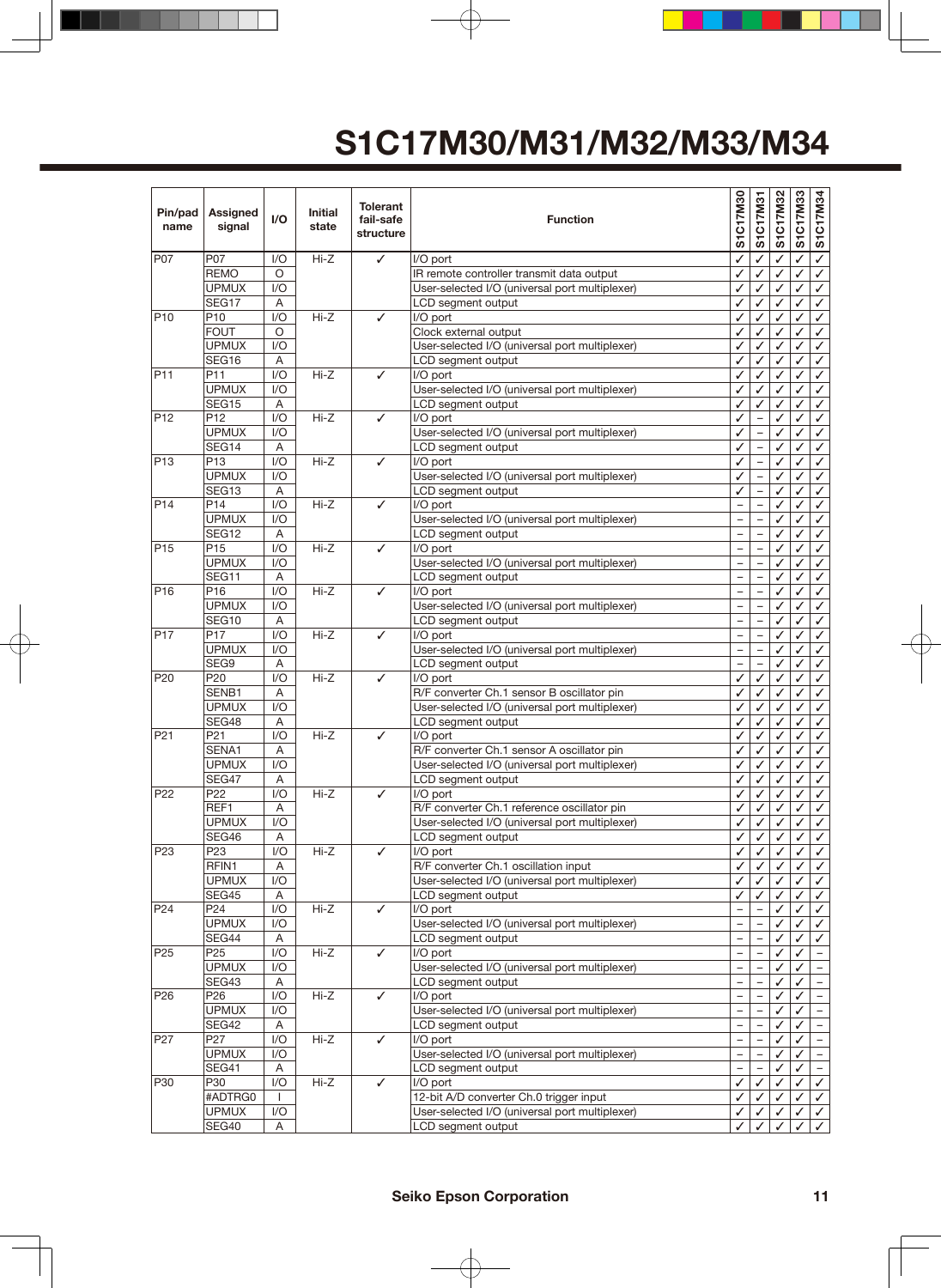# S1C17M30/M31/M32/M33/M34

| Pin/pad name | Assigned signal | I/O | Initial state | Tolerant fail-safe structure | Function | S1C17M30 | S1C17M31 | S1C17M32 | S1C17M33 | S1C17M34 |
|---|---|---|---|---|---|---|---|---|---|---|
| P07 | P07 | I/O | Hi-Z | ✓ | I/O port | ✓ | ✓ | ✓ | ✓ | ✓ |
| | REMO | O | | | IR remote controller transmit data output | ✓ | ✓ | ✓ | ✓ | ✓ |
| | UPMUX | I/O | | | User-selected I/O (universal port multiplexer) | ✓ | ✓ | ✓ | ✓ | ✓ |
| | SEG17 | A | | | LCD segment output | ✓ | ✓ | ✓ | ✓ | ✓ |
| P10 | P10 | I/O | Hi-Z | ✓ | I/O port | ✓ | ✓ | ✓ | ✓ | ✓ |
| | FOUT | O | | | Clock external output | ✓ | ✓ | ✓ | ✓ | ✓ |
| | UPMUX | I/O | | | User-selected I/O (universal port multiplexer) | ✓ | ✓ | ✓ | ✓ | ✓ |
| | SEG16 | A | | | LCD segment output | ✓ | ✓ | ✓ | ✓ | ✓ |
| P11 | P11 | I/O | Hi-Z | ✓ | I/O port | ✓ | ✓ | ✓ | ✓ | ✓ |
| | UPMUX | I/O | | | User-selected I/O (universal port multiplexer) | ✓ | ✓ | ✓ | ✓ | ✓ |
| | SEG15 | A | | | LCD segment output | ✓ | ✓ | ✓ | ✓ | ✓ |
| P12 | P12 | I/O | Hi-Z | ✓ | I/O port | ✓ | – | ✓ | ✓ | ✓ |
| | UPMUX | I/O | | | User-selected I/O (universal port multiplexer) | ✓ | – | ✓ | ✓ | ✓ |
| | SEG14 | A | | | LCD segment output | ✓ | – | ✓ | ✓ | ✓ |
| P13 | P13 | I/O | Hi-Z | ✓ | I/O port | ✓ | – | ✓ | ✓ | ✓ |
| | UPMUX | I/O | | | User-selected I/O (universal port multiplexer) | ✓ | – | ✓ | ✓ | ✓ |
| | SEG13 | A | | | LCD segment output | ✓ | – | ✓ | ✓ | ✓ |
| P14 | P14 | I/O | Hi-Z | ✓ | I/O port | – | – | ✓ | ✓ | ✓ |
| | UPMUX | I/O | | | User-selected I/O (universal port multiplexer) | – | – | ✓ | ✓ | ✓ |
| | SEG12 | A | | | LCD segment output | – | – | ✓ | ✓ | ✓ |
| P15 | P15 | I/O | Hi-Z | ✓ | I/O port | – | – | ✓ | ✓ | ✓ |
| | UPMUX | I/O | | | User-selected I/O (universal port multiplexer) | – | – | ✓ | ✓ | ✓ |
| | SEG11 | A | | | LCD segment output | – | – | ✓ | ✓ | ✓ |
| P16 | P16 | I/O | Hi-Z | ✓ | I/O port | – | – | ✓ | ✓ | ✓ |
| | UPMUX | I/O | | | User-selected I/O (universal port multiplexer) | – | – | ✓ | ✓ | ✓ |
| | SEG10 | A | | | LCD segment output | – | – | ✓ | ✓ | ✓ |
| P17 | P17 | I/O | Hi-Z | ✓ | I/O port | – | – | ✓ | ✓ | ✓ |
| | UPMUX | I/O | | | User-selected I/O (universal port multiplexer) | – | – | ✓ | ✓ | ✓ |
| | SEG9 | A | | | LCD segment output | – | – | ✓ | ✓ | ✓ |
| P20 | P20 | I/O | Hi-Z | ✓ | I/O port | ✓ | ✓ | ✓ | ✓ | ✓ |
| | SENB1 | A | | | R/F converter Ch.1 sensor B oscillator pin | ✓ | ✓ | ✓ | ✓ | ✓ |
| | UPMUX | I/O | | | User-selected I/O (universal port multiplexer) | ✓ | ✓ | ✓ | ✓ | ✓ |
| | SEG48 | A | | | LCD segment output | ✓ | ✓ | ✓ | ✓ | ✓ |
| P21 | P21 | I/O | Hi-Z | ✓ | I/O port | ✓ | ✓ | ✓ | ✓ | ✓ |
| | SENA1 | A | | | R/F converter Ch.1 sensor A oscillator pin | ✓ | ✓ | ✓ | ✓ | ✓ |
| | UPMUX | I/O | | | User-selected I/O (universal port multiplexer) | ✓ | ✓ | ✓ | ✓ | ✓ |
| | SEG47 | A | | | LCD segment output | ✓ | ✓ | ✓ | ✓ | ✓ |
| P22 | P22 | I/O | Hi-Z | ✓ | I/O port | ✓ | ✓ | ✓ | ✓ | ✓ |
| | REF1 | A | | | R/F converter Ch.1 reference oscillator pin | ✓ | ✓ | ✓ | ✓ | ✓ |
| | UPMUX | I/O | | | User-selected I/O (universal port multiplexer) | ✓ | ✓ | ✓ | ✓ | ✓ |
| | SEG46 | A | | | LCD segment output | ✓ | ✓ | ✓ | ✓ | ✓ |
| P23 | P23 | I/O | Hi-Z | ✓ | I/O port | ✓ | ✓ | ✓ | ✓ | ✓ |
| | RFIN1 | A | | | R/F converter Ch.1 oscillation input | ✓ | ✓ | ✓ | ✓ | ✓ |
| | UPMUX | I/O | | | User-selected I/O (universal port multiplexer) | ✓ | ✓ | ✓ | ✓ | ✓ |
| | SEG45 | A | | | LCD segment output | ✓ | ✓ | ✓ | ✓ | ✓ |
| P24 | P24 | I/O | Hi-Z | ✓ | I/O port | – | – | ✓ | ✓ | ✓ |
| | UPMUX | I/O | | | User-selected I/O (universal port multiplexer) | – | – | ✓ | ✓ | ✓ |
| | SEG44 | A | | | LCD segment output | – | – | ✓ | ✓ | ✓ |
| P25 | P25 | I/O | Hi-Z | ✓ | I/O port | – | – | ✓ | ✓ | – |
| | UPMUX | I/O | | | User-selected I/O (universal port multiplexer) | – | – | ✓ | ✓ | – |
| | SEG43 | A | | | LCD segment output | – | – | ✓ | ✓ | – |
| P26 | P26 | I/O | Hi-Z | ✓ | I/O port | – | – | ✓ | ✓ | – |
| | UPMUX | I/O | | | User-selected I/O (universal port multiplexer) | – | – | ✓ | ✓ | – |
| | SEG42 | A | | | LCD segment output | – | – | ✓ | ✓ | – |
| P27 | P27 | I/O | Hi-Z | ✓ | I/O port | – | – | ✓ | ✓ | – |
| | UPMUX | I/O | | | User-selected I/O (universal port multiplexer) | – | – | ✓ | ✓ | – |
| | SEG41 | A | | | LCD segment output | – | – | ✓ | ✓ | – |
| P30 | P30 | I/O | Hi-Z | ✓ | I/O port | ✓ | ✓ | ✓ | ✓ | ✓ |
| | #ADTRG0 | I | | | 12-bit A/D converter Ch.0 trigger input | ✓ | ✓ | ✓ | ✓ | ✓ |
| | UPMUX | I/O | | | User-selected I/O (universal port multiplexer) | ✓ | ✓ | ✓ | ✓ | ✓ |
| | SEG40 | A | | | LCD segment output | ✓ | ✓ | ✓ | ✓ | ✓ |

Seiko Epson Corporation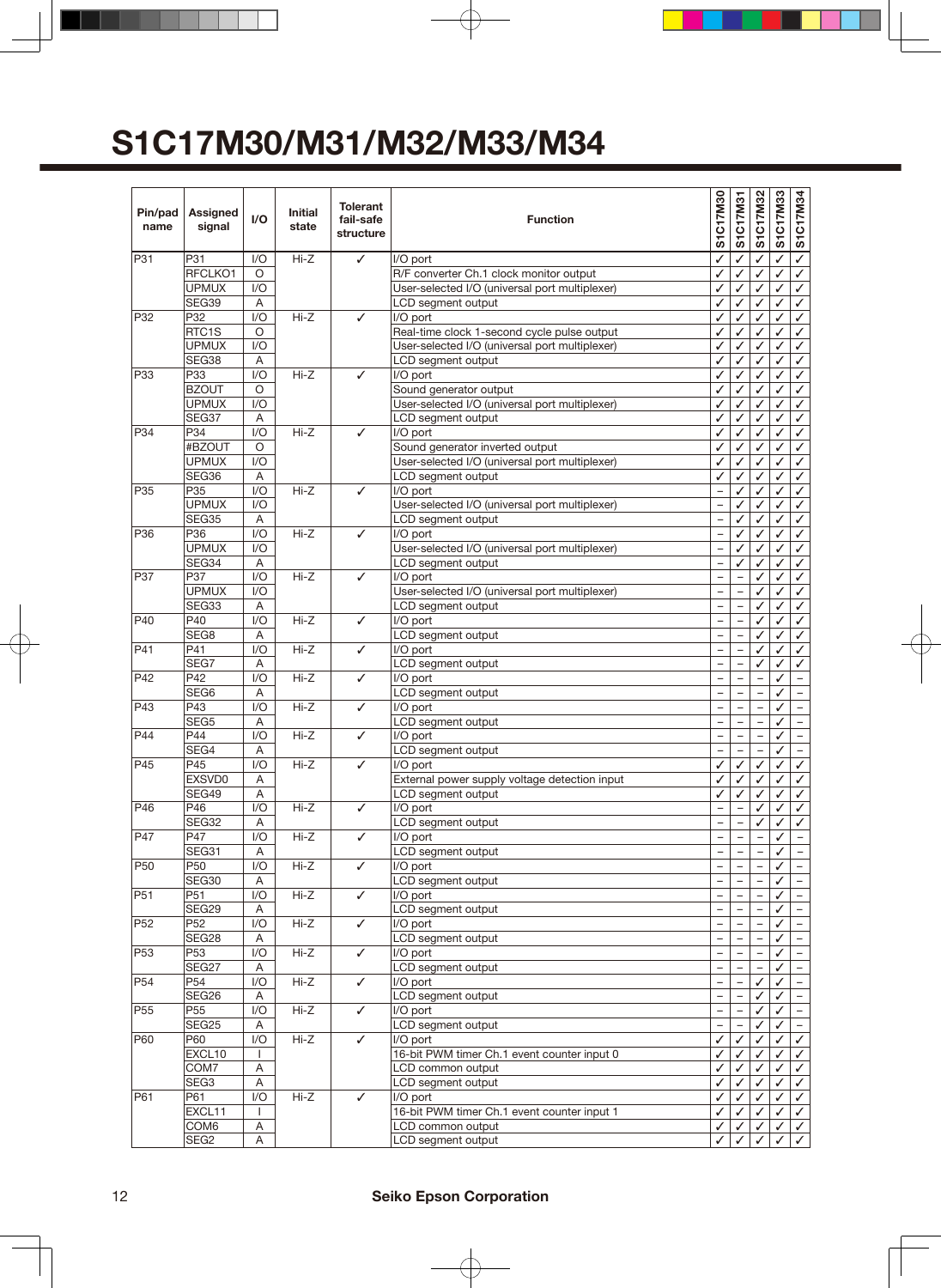# S1C17M30/M31/M32/M33/M34

| Pin/pad name | Assigned signal | I/O | Initial state | Tolerant fail-safe structure | Function | S1C17M30 | S1C17M31 | S1C17M32 | S1C17M33 | S1C17M34 |
|---|---|---|---|---|---|---|---|---|---|---|
| P31 | P31 | I/O | Hi-Z | ✓ | I/O port | ✓ | ✓ | ✓ | ✓ | ✓ |
| | RFCLKO1 | O | | | R/F converter Ch.1 clock monitor output | ✓ | ✓ | ✓ | ✓ | ✓ |
| | UPMUX | I/O | | | User-selected I/O (universal port multiplexer) | ✓ | ✓ | ✓ | ✓ | ✓ |
| | SEG39 | A | | | LCD segment output | ✓ | ✓ | ✓ | ✓ | ✓ |
| P32 | P32 | I/O | Hi-Z | ✓ | I/O port | ✓ | ✓ | ✓ | ✓ | ✓ |
| | RTC1S | O | | | Real-time clock 1-second cycle pulse output | ✓ | ✓ | ✓ | ✓ | ✓ |
| | UPMUX | I/O | | | User-selected I/O (universal port multiplexer) | ✓ | ✓ | ✓ | ✓ | ✓ |
| | SEG38 | A | | | LCD segment output | ✓ | ✓ | ✓ | ✓ | ✓ |
| P33 | P33 | I/O | Hi-Z | ✓ | I/O port | ✓ | ✓ | ✓ | ✓ | ✓ |
| | BZOUT | O | | | Sound generator output | ✓ | ✓ | ✓ | ✓ | ✓ |
| | UPMUX | I/O | | | User-selected I/O (universal port multiplexer) | ✓ | ✓ | ✓ | ✓ | ✓ |
| | SEG37 | A | | | LCD segment output | ✓ | ✓ | ✓ | ✓ | ✓ |
| P34 | P34 | I/O | Hi-Z | ✓ | I/O port | ✓ | ✓ | ✓ | ✓ | ✓ |
| | #BZOUT | O | | | Sound generator inverted output | ✓ | ✓ | ✓ | ✓ | ✓ |
| | UPMUX | I/O | | | User-selected I/O (universal port multiplexer) | ✓ | ✓ | ✓ | ✓ | ✓ |
| | SEG36 | A | | | LCD segment output | ✓ | ✓ | ✓ | ✓ | ✓ |
| P35 | P35 | I/O | Hi-Z | ✓ | I/O port | – | ✓ | ✓ | ✓ | ✓ |
| | UPMUX | I/O | | | User-selected I/O (universal port multiplexer) | – | ✓ | ✓ | ✓ | ✓ |
| | SEG35 | A | | | LCD segment output | – | ✓ | ✓ | ✓ | ✓ |
| P36 | P36 | I/O | Hi-Z | ✓ | I/O port | – | ✓ | ✓ | ✓ | ✓ |
| | UPMUX | I/O | | | User-selected I/O (universal port multiplexer) | – | ✓ | ✓ | ✓ | ✓ |
| | SEG34 | A | | | LCD segment output | – | ✓ | ✓ | ✓ | ✓ |
| P37 | P37 | I/O | Hi-Z | ✓ | I/O port | – | – | ✓ | ✓ | ✓ |
| | UPMUX | I/O | | | User-selected I/O (universal port multiplexer) | – | – | ✓ | ✓ | ✓ |
| | SEG33 | A | | | LCD segment output | – | – | ✓ | ✓ | ✓ |
| P40 | P40 | I/O | Hi-Z | ✓ | I/O port | – | – | ✓ | ✓ | ✓ |
| | SEG8 | A | | | LCD segment output | – | – | ✓ | ✓ | ✓ |
| P41 | P41 | I/O | Hi-Z | ✓ | I/O port | – | – | ✓ | ✓ | ✓ |
| | SEG7 | A | | | LCD segment output | – | – | ✓ | ✓ | ✓ |
| P42 | P42 | I/O | Hi-Z | ✓ | I/O port | – | – | – | ✓ | – |
| | SEG6 | A | | | LCD segment output | – | – | – | ✓ | – |
| P43 | P43 | I/O | Hi-Z | ✓ | I/O port | – | – | – | ✓ | – |
| | SEG5 | A | | | LCD segment output | – | – | – | ✓ | – |
| P44 | P44 | I/O | Hi-Z | ✓ | I/O port | – | – | – | ✓ | – |
| | SEG4 | A | | | LCD segment output | – | – | – | ✓ | – |
| P45 | P45 | I/O | Hi-Z | ✓ | I/O port | ✓ | ✓ | ✓ | ✓ | ✓ |
| | EXSVD0 | A | | | External power supply voltage detection input | ✓ | ✓ | ✓ | ✓ | ✓ |
| | SEG49 | A | | | LCD segment output | ✓ | ✓ | ✓ | ✓ | ✓ |
| P46 | P46 | I/O | Hi-Z | ✓ | I/O port | – | – | ✓ | ✓ | ✓ |
| | SEG32 | A | | | LCD segment output | – | – | ✓ | ✓ | ✓ |
| P47 | P47 | I/O | Hi-Z | ✓ | I/O port | – | – | – | ✓ | – |
| | SEG31 | A | | | LCD segment output | – | – | – | ✓ | – |
| P50 | P50 | I/O | Hi-Z | ✓ | I/O port | – | – | – | ✓ | – |
| | SEG30 | A | | | LCD segment output | – | – | – | ✓ | – |
| P51 | P51 | I/O | Hi-Z | ✓ | I/O port | – | – | – | ✓ | – |
| | SEG29 | A | | | LCD segment output | – | – | – | ✓ | – |
| P52 | P52 | I/O | Hi-Z | ✓ | I/O port | – | – | – | ✓ | – |
| | SEG28 | A | | | LCD segment output | – | – | – | ✓ | – |
| P53 | P53 | I/O | Hi-Z | ✓ | I/O port | – | – | – | ✓ | – |
| | SEG27 | A | | | LCD segment output | – | – | – | ✓ | – |
| P54 | P54 | I/O | Hi-Z | ✓ | I/O port | – | – | ✓ | ✓ | – |
| | SEG26 | A | | | LCD segment output | – | – | ✓ | ✓ | – |
| P55 | P55 | I/O | Hi-Z | ✓ | I/O port | – | – | ✓ | ✓ | – |
| | SEG25 | A | | | LCD segment output | – | – | ✓ | ✓ | – |
| P60 | P60 | I/O | Hi-Z | ✓ | I/O port | ✓ | ✓ | ✓ | ✓ | ✓ |
| | EXCL10 | I | | | 16-bit PWM timer Ch.1 event counter input 0 | ✓ | ✓ | ✓ | ✓ | ✓ |
| | COM7 | A | | | LCD common output | ✓ | ✓ | ✓ | ✓ | ✓ |
| | SEG3 | A | | | LCD segment output | ✓ | ✓ | ✓ | ✓ | ✓ |
| P61 | P61 | I/O | Hi-Z | ✓ | I/O port | ✓ | ✓ | ✓ | ✓ | ✓ |
| | EXCL11 | I | | | 16-bit PWM timer Ch.1 event counter input 1 | ✓ | ✓ | ✓ | ✓ | ✓ |
| | COM6 | A | | | LCD common output | ✓ | ✓ | ✓ | ✓ | ✓ |
| | SEG2 | A | | | LCD segment output | ✓ | ✓ | ✓ | ✓ | ✓ |

Seiko Epson Corporation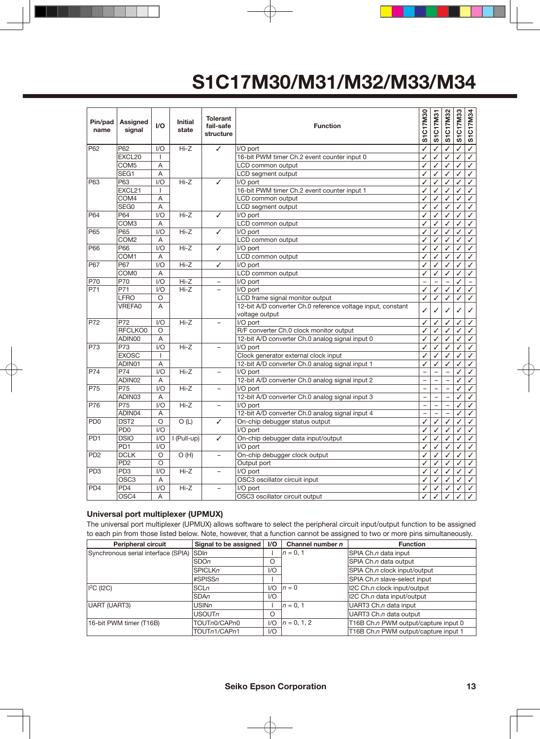| Pin/pad name | Assigned signal | I/O | Initial state | Tolerant fail-safe structure | Function | S1C17M30 | S1C17M31 | S1C17M32 | S1C17M33 | S1C17M34 |
|---|---|---|---|---|---|---|---|---|---|---|
| P62 | P62 | I/O | Hi-Z | ✓ | I/O port | ✓ | ✓ | ✓ | ✓ | ✓ |
| | EXCL20 | I | | | 16-bit PWM timer Ch.2 event counter input 0 | ✓ | ✓ | ✓ | ✓ | ✓ |
| | COM5 | A | | | LCD common output | ✓ | ✓ | ✓ | ✓ | ✓ |
| | SEG1 | A | | | LCD segment output | ✓ | ✓ | ✓ | ✓ | ✓ |
| P63 | P63 | I/O | Hi-Z | ✓ | I/O port | ✓ | ✓ | ✓ | ✓ | ✓ |
| | EXCL21 | I | | | 16-bit PWM timer Ch.2 event counter input 1 | ✓ | ✓ | ✓ | ✓ | ✓ |
| | COM4 | A | | | LCD common output | ✓ | ✓ | ✓ | ✓ | ✓ |
| | SEG0 | A | | | LCD segment output | ✓ | ✓ | ✓ | ✓ | ✓ |
| P64 | P64 | I/O | Hi-Z | ✓ | I/O port | ✓ | ✓ | ✓ | ✓ | ✓ |
| | COM3 | A | | | LCD common output | ✓ | ✓ | ✓ | ✓ | ✓ |
| P65 | P65 | I/O | Hi-Z | ✓ | I/O port | ✓ | ✓ | ✓ | ✓ | ✓ |
| | COM2 | A | | | LCD common output | ✓ | ✓ | ✓ | ✓ | ✓ |
| P66 | P66 | I/O | Hi-Z | ✓ | I/O port | ✓ | ✓ | ✓ | ✓ | ✓ |
| | COM1 | A | | | LCD common output | ✓ | ✓ | ✓ | ✓ | ✓ |
| P67 | P67 | I/O | Hi-Z | ✓ | I/O port | ✓ | ✓ | ✓ | ✓ | ✓ |
| | COM0 | A | | | LCD common output | ✓ | ✓ | ✓ | ✓ | ✓ |
| P70 | P70 | I/O | Hi-Z | – | I/O port | – | – | – | ✓ | – |
| P71 | P71 | I/O | Hi-Z | – | I/O port | ✓ | ✓ | ✓ | ✓ | ✓ |
| | LFRO | O | | | LCD frame signal monitor output | ✓ | ✓ | ✓ | ✓ | ✓ |
| | VREFA0 | A | | | 12-bit A/D converter Ch.0 reference voltage input, constant voltage output | ✓ | ✓ | ✓ | ✓ | ✓ |
| P72 | P72 | I/O | Hi-Z | – | I/O port | ✓ | ✓ | ✓ | ✓ | ✓ |
| | RFCLKO0 | O | | | R/F converter Ch.0 clock monitor output | ✓ | ✓ | ✓ | ✓ | ✓ |
| | ADIN00 | A | | | 12-bit A/D converter Ch.0 analog signal input 0 | ✓ | ✓ | ✓ | ✓ | ✓ |
| P73 | P73 | I/O | Hi-Z | – | I/O port | ✓ | ✓ | ✓ | ✓ | ✓ |
| | EXOSC | I | | | Clock generator external clock input | ✓ | ✓ | ✓ | ✓ | ✓ |
| | ADIN01 | A | | | 12-bit A/D converter Ch.0 analog signal input 1 | ✓ | ✓ | ✓ | ✓ | ✓ |
| P74 | P74 | I/O | Hi-Z | – | I/O port | – | – | – | ✓ | ✓ |
| | ADIN02 | A | | | 12-bit A/D converter Ch.0 analog signal input 2 | – | – | – | ✓ | ✓ |
| P75 | P75 | I/O | Hi-Z | – | I/O port | – | – | – | ✓ | ✓ |
| | ADIN03 | A | | | 12-bit A/D converter Ch.0 analog signal input 3 | – | – | – | ✓ | ✓ |
| P76 | P75 | I/O | Hi-Z | – | I/O port | – | – | – | ✓ | ✓ |
| | ADIN04 | A | | | 12-bit A/D converter Ch.0 analog signal input 4 | – | – | – | ✓ | ✓ |
| PD0 | DST2 | O | O (L) | ✓ | On-chip debugger status output | ✓ | ✓ | ✓ | ✓ | ✓ |
| | PD0 | I/O | | | I/O port | ✓ | ✓ | ✓ | ✓ | ✓ |
| PD1 | DSIO | I/O | I (Pull-up) | ✓ | On-chip debugger data input/output | ✓ | ✓ | ✓ | ✓ | ✓ |
| | PD1 | I/O | | | I/O port | ✓ | ✓ | ✓ | ✓ | ✓ |
| PD2 | DCLK | O | O (H) | – | On-chip debugger clock output | ✓ | ✓ | ✓ | ✓ | ✓ |
| | PD2 | O | | | Output port | ✓ | ✓ | ✓ | ✓ | ✓ |
| PD3 | PD3 | I/O | Hi-Z | – | I/O port | ✓ | ✓ | ✓ | ✓ | ✓ |
| | OSC3 | A | | | OSC3 oscillator circuit input | ✓ | ✓ | ✓ | ✓ | ✓ |
| PD4 | PD4 | I/O | Hi-Z | – | I/O port | ✓ | ✓ | ✓ | ✓ | ✓ |
| | OSC4 | A | | | OSC3 oscillator circuit output | ✓ | ✓ | ✓ | ✓ | ✓ |

### Universal port multiplexer (UPMUX)

The universal port multiplexer (UPMUX) allows software to select the peripheral circuit input/output function to be assigned to each pin from those listed below. Note, however, that a function cannot be assigned to two or more pins simultaneously.

| Peripheral circuit | Signal to be assigned | I/O | Channel number *n* | Function |
|---|---|---|---|---|
| Synchronous serial interface (SPIA) | SDI*n* | I | *n* = 0, 1 | SPIA Ch.*n* data input |
| | SDO*n* | O | | SPIA Ch.*n* data output |
| | SPICLK*n* | I/O | | SPIA Ch.*n* clock input/output |
| | #SPISS*n* | I | | SPIA Ch.*n* slave-select input |
| $I^2C$ (I2C) | SCL*n* | I/O | *n* = 0 | I2C Ch.*n* clock input/output |
| | SDA*n* | I/O | | I2C Ch.*n* data input/output |
| UART (UART3) | USIN*n* | I | *n* = 0, 1 | UART3 Ch.*n* data input |
| | USOUT*n* | O | | UART3 Ch.*n* data output |
| 16-bit PWM timer (T16B) | TOUT*n*0/CAP*n*0 | I/O | *n* = 0, 1, 2 | T16B Ch.*n* PWM output/capture input 0 |
| | TOUT*n*1/CAP*n*1 | I/O | | T16B Ch.*n* PWM output/capture input 1 |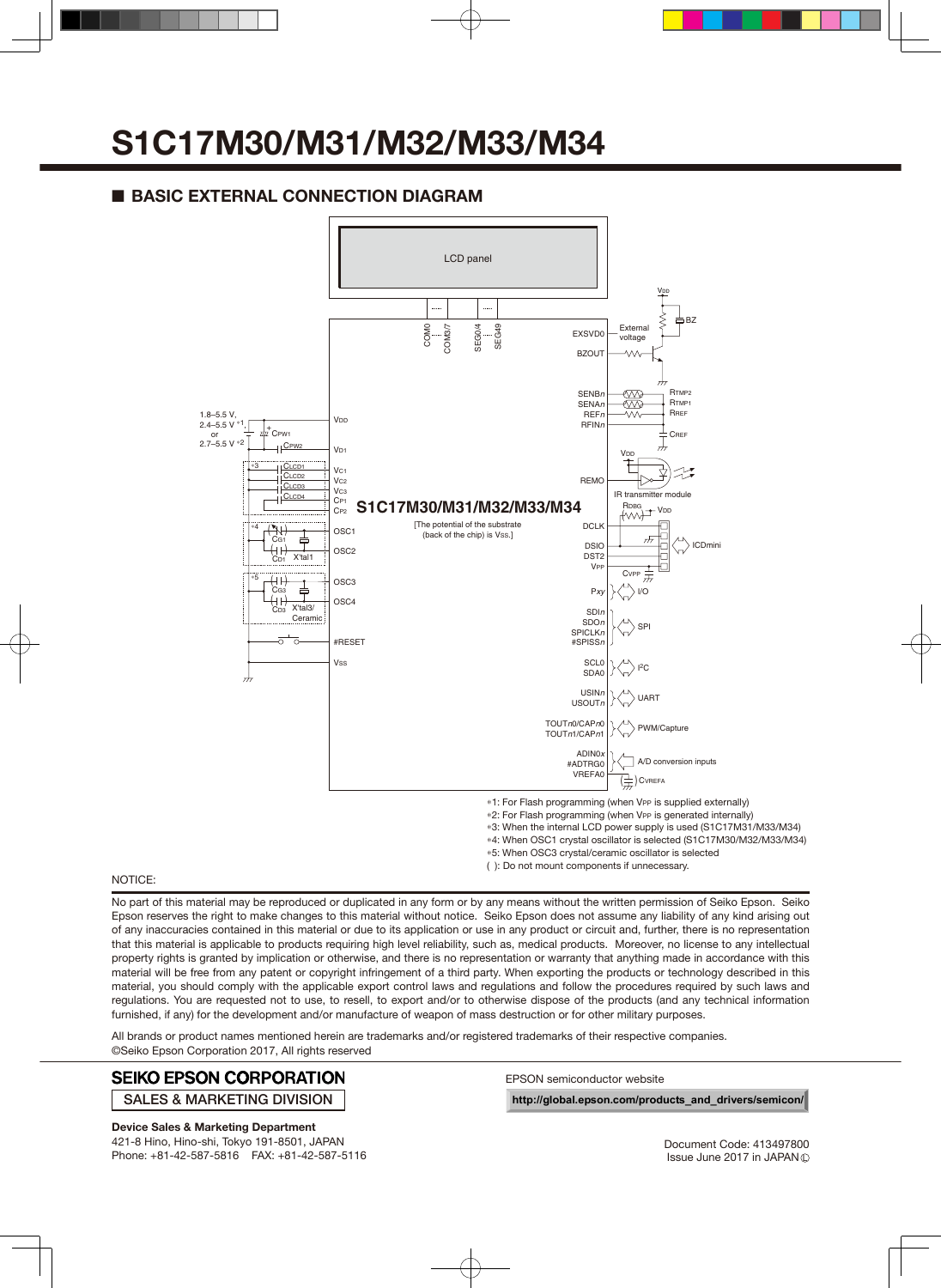# S1C17M30/M31/M32/M33/M34

## ■ BASIC EXTERNAL CONNECTION DIAGRAM

LCD panel

COM0 ... COM37, SEG0/4 ... SEG49

S1C17M30/M31/M32/M33/M34

[The potential of the substrate (back of the chip) is $V_{SS}$.]

1.8–5.5 V, 2.4–5.5 V *1, or 2.7–5.5 V *2

$V_{DD}$, $V_{D1}$, $V_{C1}$, $V_{C2}$, $V_{C3}$, $C_{P1}$, $C_{P2}$, OSC1, OSC2, OSC3, OSC4, #RESET, $V_{SS}$

$C_{PW1}$, $C_{PW2}$, $C_{LCD1}$, $C_{LCD2}$, $C_{LCD3}$, $C_{LCD4}$, $C_{G1}$, $C_{D1}$, X'tal1, $C_{G3}$, $C_{D3}$, X'tal3/Ceramic

EXSVD0 — External voltage

BZOUT — BZ

SENBn, SENAn, REFn, RFINn — $R_{TMP2}$, $R_{TMP1}$, $R_{REF}$, $C_{REF}$

REMO — IR transmitter module

DCLK, DSIO, DST2, VPP — $R_{DBG}$, $C_{VPP}$, ICDmini

Pxy — I/O

SDIn, SDOn, SPICLKn, #SPISSn — SPI

SCL0, SDA0 — I²C

USINn, USOUTn — UART

TOUTn0/CAPn0, TOUTn1/CAPn1 — PWM/Capture

ADIN0x, #ADTRG0, VREFA0 — A/D conversion inputs, $C_{VREFA}$

*1: For Flash programming (when $V_{PP}$ is supplied externally)
*2: For Flash programming (when $V_{PP}$ is generated internally)
*3: When the internal LCD power supply is used (S1C17M31/M33/M34)
*4: When OSC1 crystal oscillator is selected (S1C17M30/M32/M33/M34)
*5: When OSC3 crystal/ceramic oscillator is selected
( ): Do not mount components if unnecessary.

NOTICE:

No part of this material may be reproduced or duplicated in any form or by any means without the written permission of Seiko Epson. Seiko Epson reserves the right to make changes to this material without notice. Seiko Epson does not assume any liability of any kind arising out of any inaccuracies contained in this material or due to its application or use in any product or circuit and, further, there is no representation that this material is applicable to products requiring high level reliability, such as, medical products. Moreover, no license to any intellectual property rights is granted by implication or otherwise, and there is no representation or warranty that anything made in accordance with this material will be free from any patent or copyright infringement of a third party. When exporting the products or technology described in this material, you should comply with the applicable export control laws and regulations and follow the procedures required by such laws and regulations. You are requested not to use, to resell, to export and/or to otherwise dispose of the products (and any technical information furnished, if any) for the development and/or manufacture of weapon of mass destruction or for other military purposes.

All brands or product names mentioned herein are trademarks and/or registered trademarks of their respective companies.
©Seiko Epson Corporation 2017, All rights reserved

**SEIKO EPSON CORPORATION**

SALES & MARKETING DIVISION

**Device Sales & Marketing Department**
421-8 Hino, Hino-shi, Tokyo 191-8501, JAPAN
Phone: +81-42-587-5816 FAX: +81-42-587-5116

EPSON semiconductor website

**http://global.epson.com/products_and_drivers/semicon/**

Document Code: 413497800
Issue June 2017 in JAPAN